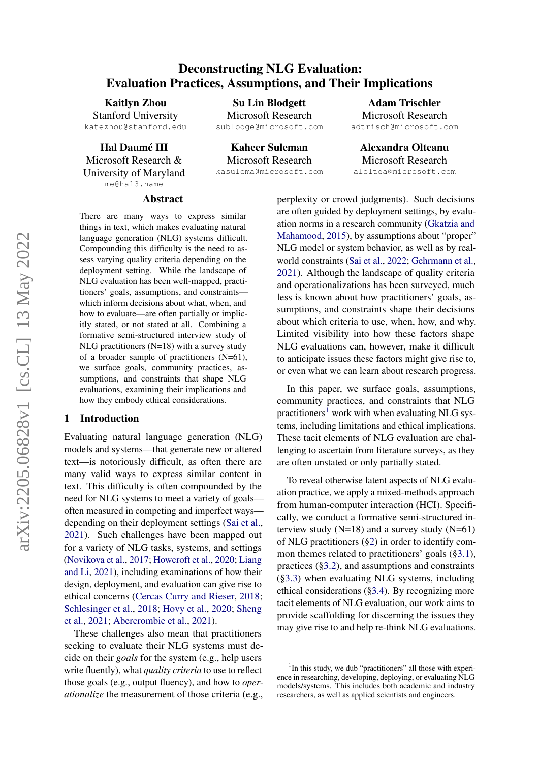# Deconstructing NLG Evaluation: Evaluation Practices, Assumptions, and Their Implications

**Kaitlyn Zhou**
Stanford University
katezhou@stanford.edu

**Su Lin Blodgett**
Microsoft Research
sublodge@microsoft.com

**Adam Trischler**
Microsoft Research
adtrisch@microsoft.com

**Hal Daumé III**
Microsoft Research & University of Maryland
me@hal3.name

**Kaheer Suleman**
Microsoft Research
kasulema@microsoft.com

**Alexandra Olteanu**
Microsoft Research
aloltea@microsoft.com

## Abstract

There are many ways to express similar things in text, which makes evaluating natural language generation (NLG) systems difficult. Compounding this difficulty is the need to assess varying quality criteria depending on the deployment setting. While the landscape of NLG evaluation has been well-mapped, practitioners' goals, assumptions, and constraints—which inform decisions about what, when, and how to evaluate—are often partially or implicitly stated, or not stated at all. Combining a formative semi-structured interview study of NLG practitioners (N=18) with a survey study of a broader sample of practitioners (N=61), we surface goals, community practices, assumptions, and constraints that shape NLG evaluations, examining their implications and how they embody ethical considerations.

## 1 Introduction

Evaluating natural language generation (NLG) models and systems—that generate new or altered text—is notoriously difficult, as often there are many valid ways to express similar content in text. This difficulty is often compounded by the need for NLG systems to meet a variety of goals—often measured in competing and imperfect ways—depending on their deployment settings (Sai et al., 2021). Such challenges have been mapped out for a variety of NLG tasks, systems, and settings (Novikova et al., 2017; Howcroft et al., 2020; Liang and Li, 2021), including examinations of how their design, deployment, and evaluation can give rise to ethical concerns (Cercas Curry and Rieser, 2018; Schlesinger et al., 2018; Hovy et al., 2020; Sheng et al., 2021; Abercrombie et al., 2021).

These challenges also mean that practitioners seeking to evaluate their NLG systems must decide on their *goals* for the system (e.g., help users write fluently), what *quality criteria* to use to reflect those goals (e.g., output fluency), and how to *operationalize* the measurement of those criteria (e.g., perplexity or crowd judgments). Such decisions are often guided by deployment settings, by evaluation norms in a research community (Gkatzia and Mahamood, 2015), by assumptions about "proper" NLG model or system behavior, as well as by real-world constraints (Sai et al., 2022; Gehrmann et al., 2021). Although the landscape of quality criteria and operationalizations has been surveyed, much less is known about how practitioners' goals, assumptions, and constraints shape their decisions about which criteria to use, when, how, and why. Limited visibility into how these factors shape NLG evaluations can, however, make it difficult to anticipate issues these factors might give rise to, or even what we can learn about research progress.

In this paper, we surface goals, assumptions, community practices, and constraints that NLG practitioners[1] work with when evaluating NLG systems, including limitations and ethical implications. These tacit elements of NLG evaluation are challenging to ascertain from literature surveys, as they are often unstated or only partially stated.

To reveal otherwise latent aspects of NLG evaluation practice, we apply a mixed-methods approach from human-computer interaction (HCI). Specifically, we conduct a formative semi-structured interview study (N=18) and a survey study (N=61) of NLG practitioners (§2) in order to identify common themes related to practitioners' goals (§3.1), practices (§3.2), and assumptions and constraints (§3.3) when evaluating NLG systems, including ethical considerations (§3.4). By recognizing more tacit elements of NLG evaluation, our work aims to provide scaffolding for discerning the issues they may give rise to and help re-think NLG evaluations.

[1] In this study, we dub "practitioners" all those with experience in researching, developing, deploying, or evaluating NLG models/systems. This includes both academic and industry researchers, as well as applied scientists and engineers.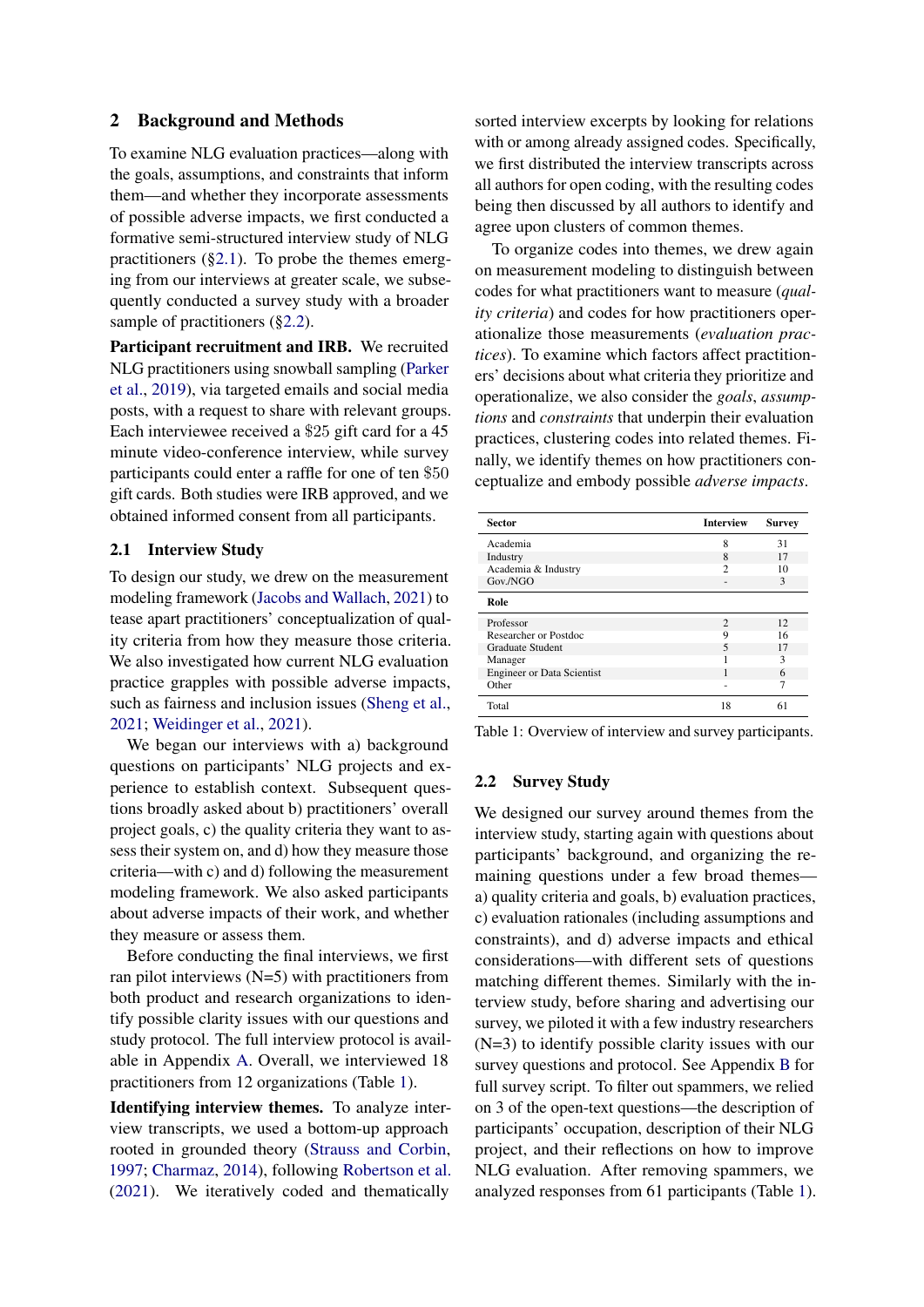## 2 Background and Methods

To examine NLG evaluation practices—along with the goals, assumptions, and constraints that inform them—and whether they incorporate assessments of possible adverse impacts, we first conducted a formative semi-structured interview study of NLG practitioners (§2.1). To probe the themes emerging from our interviews at greater scale, we subsequently conducted a survey study with a broader sample of practitioners (§2.2).

**Participant recruitment and IRB.** We recruited NLG practitioners using snowball sampling (Parker et al., 2019), via targeted emails and social media posts, with a request to share with relevant groups. Each interviewee received a $25 gift card for a 45 minute video-conference interview, while survey participants could enter a raffle for one of ten $50 gift cards. Both studies were IRB approved, and we obtained informed consent from all participants.

### 2.1 Interview Study

To design our study, we drew on the measurement modeling framework (Jacobs and Wallach, 2021) to tease apart practitioners' conceptualization of quality criteria from how they measure those criteria. We also investigated how current NLG evaluation practice grapples with possible adverse impacts, such as fairness and inclusion issues (Sheng et al., 2021; Weidinger et al., 2021).

We began our interviews with a) background questions on participants' NLG projects and experience to establish context. Subsequent questions broadly asked about b) practitioners' overall project goals, c) the quality criteria they want to assess their system on, and d) how they measure those criteria—with c) and d) following the measurement modeling framework. We also asked participants about adverse impacts of their work, and whether they measure or assess them.

Before conducting the final interviews, we first ran pilot interviews (N=5) with practitioners from both product and research organizations to identify possible clarity issues with our questions and study protocol. The full interview protocol is available in Appendix A. Overall, we interviewed 18 practitioners from 12 organizations (Table 1).

**Identifying interview themes.** To analyze interview transcripts, we used a bottom-up approach rooted in grounded theory (Strauss and Corbin, 1997; Charmaz, 2014), following Robertson et al. (2021). We iteratively coded and thematically sorted interview excerpts by looking for relations with or among already assigned codes. Specifically, we first distributed the interview transcripts across all authors for open coding, with the resulting codes being then discussed by all authors to identify and agree upon clusters of common themes.

To organize codes into themes, we drew again on measurement modeling to distinguish between codes for what practitioners want to measure (*quality criteria*) and codes for how practitioners operationalize those measurements (*evaluation practices*). To examine which factors affect practitioners' decisions about what criteria they prioritize and operationalize, we also consider the *goals*, *assumptions* and *constraints* that underpin their evaluation practices, clustering codes into related themes. Finally, we identify themes on how practitioners conceptualize and embody possible *adverse impacts*.

| Sector | Interview | Survey |
|---|---|---|
| Academia | 8 | 31 |
| Industry | 8 | 17 |
| Academia & Industry | 2 | 10 |
| Gov./NGO | - | 3 |
| **Role** | | |
| Professor | 2 | 12 |
| Researcher or Postdoc | 9 | 16 |
| Graduate Student | 5 | 17 |
| Manager | 1 | 3 |
| Engineer or Data Scientist | 1 | 6 |
| Other | - | 7 |
| Total | 18 | 61 |

Table 1: Overview of interview and survey participants.

### 2.2 Survey Study

We designed our survey around themes from the interview study, starting again with questions about participants' background, and organizing the remaining questions under a few broad themes—a) quality criteria and goals, b) evaluation practices, c) evaluation rationales (including assumptions and constraints), and d) adverse impacts and ethical considerations—with different sets of questions matching different themes. Similarly with the interview study, before sharing and advertising our survey, we piloted it with a few industry researchers (N=3) to identify possible clarity issues with our survey questions and protocol. See Appendix B for full survey script. To filter out spammers, we relied on 3 of the open-text questions—the description of participants' occupation, description of their NLG project, and their reflections on how to improve NLG evaluation. After removing spammers, we analyzed responses from 61 participants (Table 1).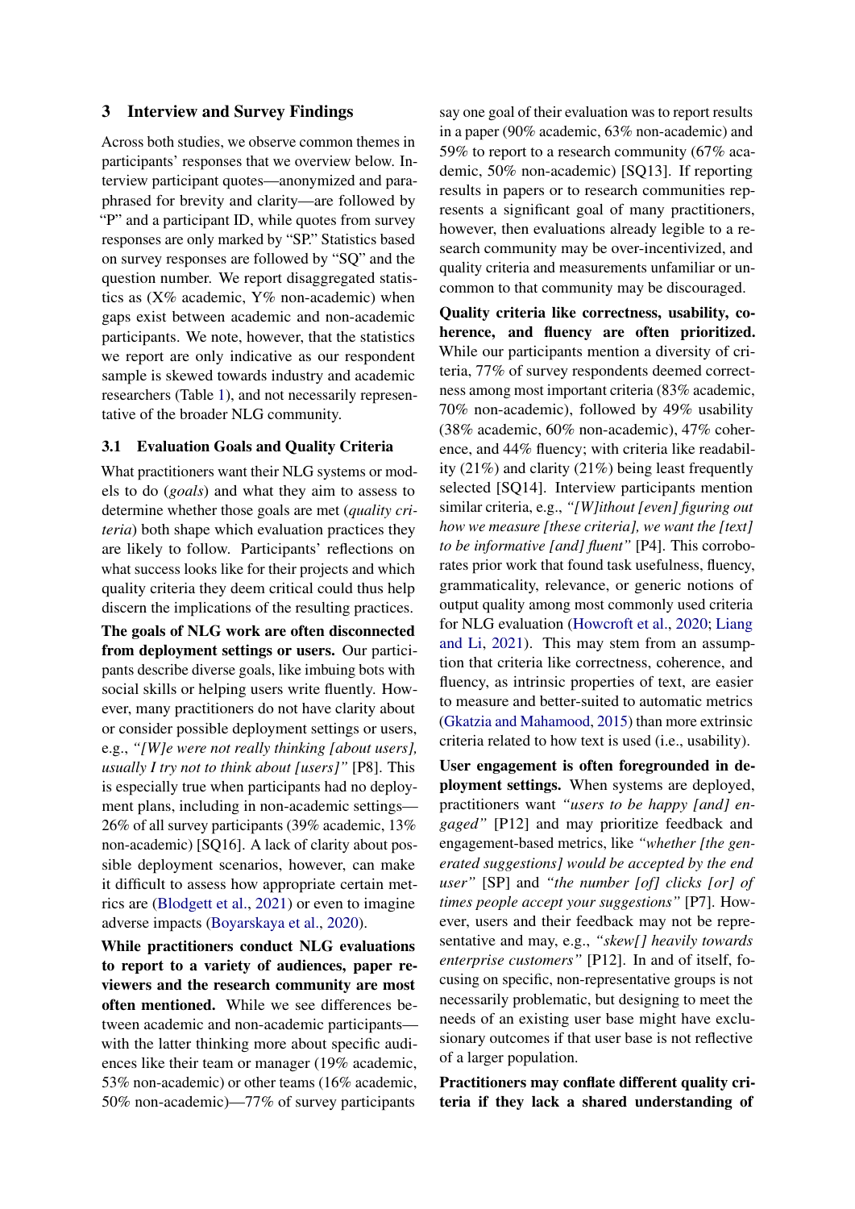## 3 Interview and Survey Findings

Across both studies, we observe common themes in participants' responses that we overview below. Interview participant quotes—anonymized and paraphrased for brevity and clarity—are followed by "P" and a participant ID, while quotes from survey responses are only marked by "SP." Statistics based on survey responses are followed by "SQ" and the question number. We report disaggregated statistics as (X% academic, Y% non-academic) when gaps exist between academic and non-academic participants. We note, however, that the statistics we report are only indicative as our respondent sample is skewed towards industry and academic researchers (Table 1), and not necessarily representative of the broader NLG community.

### 3.1 Evaluation Goals and Quality Criteria

What practitioners want their NLG systems or models to do (*goals*) and what they aim to assess to determine whether those goals are met (*quality criteria*) both shape which evaluation practices they are likely to follow. Participants' reflections on what success looks like for their projects and which quality criteria they deem critical could thus help discern the implications of the resulting practices.

**The goals of NLG work are often disconnected from deployment settings or users.** Our participants describe diverse goals, like imbuing bots with social skills or helping users write fluently. However, many practitioners do not have clarity about or consider possible deployment settings or users, e.g., *"[W]e were not really thinking [about users], usually I try not to think about [users]"* [P8]. This is especially true when participants had no deployment plans, including in non-academic settings—26% of all survey participants (39% academic, 13% non-academic) [SQ16]. A lack of clarity about possible deployment scenarios, however, can make it difficult to assess how appropriate certain metrics are (Blodgett et al., 2021) or even to imagine adverse impacts (Boyarskaya et al., 2020).

**While practitioners conduct NLG evaluations to report to a variety of audiences, paper reviewers and the research community are most often mentioned.** While we see differences between academic and non-academic participants—with the latter thinking more about specific audiences like their team or manager (19% academic, 53% non-academic) or other teams (16% academic, 50% non-academic)—77% of survey participants say one goal of their evaluation was to report results in a paper (90% academic, 63% non-academic) and 59% to report to a research community (67% academic, 50% non-academic) [SQ13]. If reporting results in papers or to research communities represents a significant goal of many practitioners, however, then evaluations already legible to a research community may be over-incentivized, and quality criteria and measurements unfamiliar or uncommon to that community may be discouraged.

**Quality criteria like correctness, usability, coherence, and fluency are often prioritized.** While our participants mention a diversity of criteria, 77% of survey respondents deemed correctness among most important criteria (83% academic, 70% non-academic), followed by 49% usability (38% academic, 60% non-academic), 47% coherence, and 44% fluency; with criteria like readability (21%) and clarity (21%) being least frequently selected [SQ14]. Interview participants mention similar criteria, e.g., *"[W]ithout [even] figuring out how we measure [these criteria], we want the [text] to be informative [and] fluent"* [P4]. This corroborates prior work that found task usefulness, fluency, grammaticality, relevance, or generic notions of output quality among most commonly used criteria for NLG evaluation (Howcroft et al., 2020; Liang and Li, 2021). This may stem from an assumption that criteria like correctness, coherence, and fluency, as intrinsic properties of text, are easier to measure and better-suited to automatic metrics (Gkatzia and Mahamood, 2015) than more extrinsic criteria related to how text is used (i.e., usability).

**User engagement is often foregrounded in deployment settings.** When systems are deployed, practitioners want *"users to be happy [and] engaged"* [P12] and may prioritize feedback and engagement-based metrics, like *"whether [the generated suggestions] would be accepted by the end user"* [SP] and *"the number [of] clicks [or] of times people accept your suggestions"* [P7]. However, users and their feedback may not be representative and may, e.g., *"skew[] heavily towards enterprise customers"* [P12]. In and of itself, focusing on specific, non-representative groups is not necessarily problematic, but designing to meet the needs of an existing user base might have exclusionary outcomes if that user base is not reflective of a larger population.

**Practitioners may conflate different quality criteria if they lack a shared understanding of**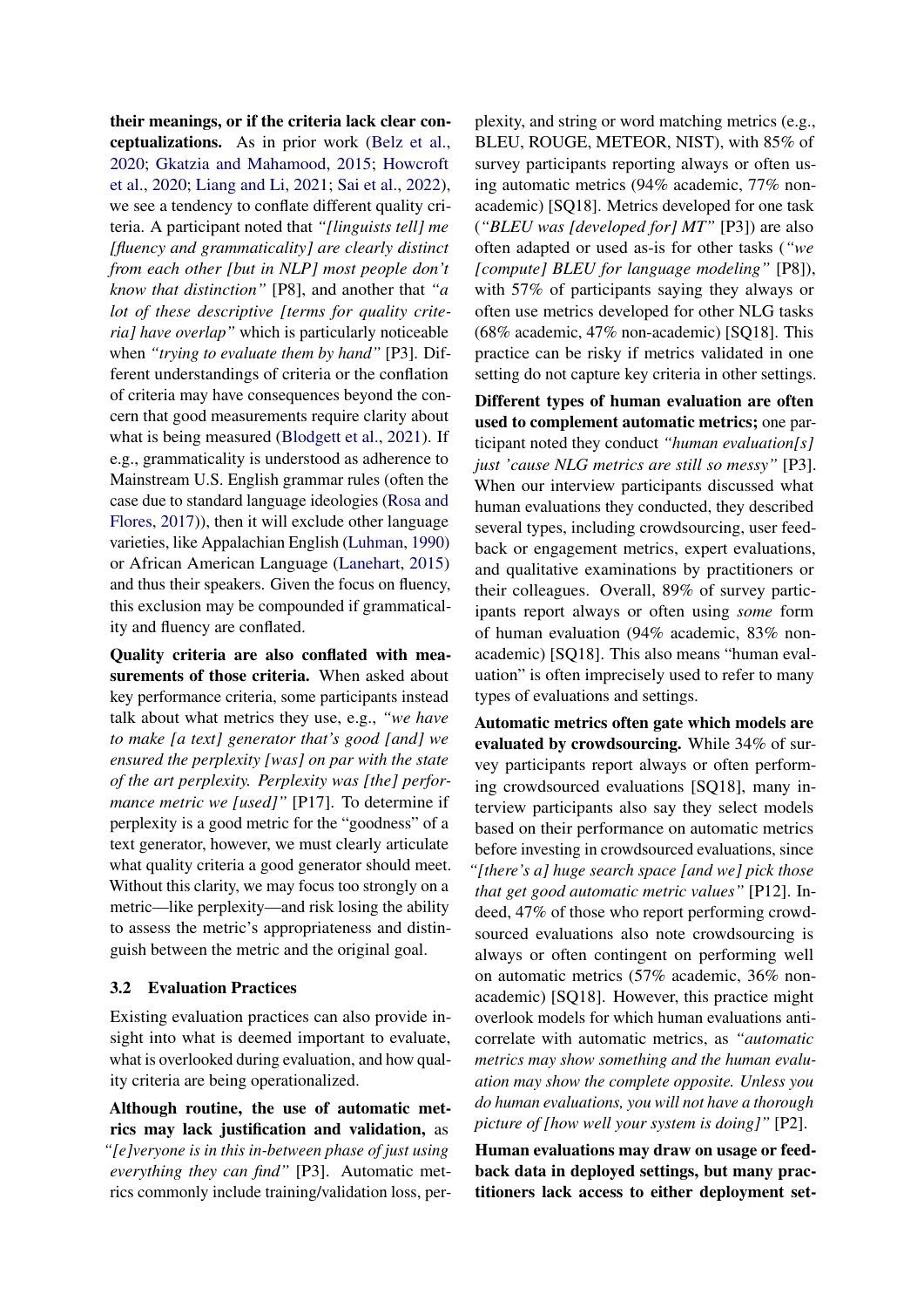**their meanings, or if the criteria lack clear conceptualizations.** As in prior work (Belz et al., 2020; Gkatzia and Mahamood, 2015; Howcroft et al., 2020; Liang and Li, 2021; Sai et al., 2022), we see a tendency to conflate different quality criteria. A participant noted that *"[linguists tell] me [fluency and grammaticality] are clearly distinct from each other [but in NLP] most people don't know that distinction"* [P8], and another that *"a lot of these descriptive [terms for quality criteria] have overlap"* which is particularly noticeable when *"trying to evaluate them by hand"* [P3]. Different understandings of criteria or the conflation of criteria may have consequences beyond the concern that good measurements require clarity about what is being measured (Blodgett et al., 2021). If e.g., grammaticality is understood as adherence to Mainstream U.S. English grammar rules (often the case due to standard language ideologies (Rosa and Flores, 2017)), then it will exclude other language varieties, like Appalachian English (Luhman, 1990) or African American Language (Lanehart, 2015) and thus their speakers. Given the focus on fluency, this exclusion may be compounded if grammaticality and fluency are conflated.

**Quality criteria are also conflated with measurements of those criteria.** When asked about key performance criteria, some participants instead talk about what metrics they use, e.g., *"we have to make [a text] generator that's good [and] we ensured the perplexity [was] on par with the state of the art perplexity. Perplexity was [the] performance metric we [used]"* [P17]. To determine if perplexity is a good metric for the "goodness" of a text generator, however, we must clearly articulate what quality criteria a good generator should meet. Without this clarity, we may focus too strongly on a metric—like perplexity—and risk losing the ability to assess the metric's appropriateness and distinguish between the metric and the original goal.

### 3.2 Evaluation Practices

Existing evaluation practices can also provide insight into what is deemed important to evaluate, what is overlooked during evaluation, and how quality criteria are being operationalized.

**Although routine, the use of automatic metrics may lack justification and validation,** as *"[e]veryone is in this in-between phase of just using everything they can find"* [P3]. Automatic metrics commonly include training/validation loss, perplexity, and string or word matching metrics (e.g., BLEU, ROUGE, METEOR, NIST), with 85% of survey participants reporting always or often using automatic metrics (94% academic, 77% non-academic) [SQ18]. Metrics developed for one task (*"BLEU was [developed for] MT"* [P3]) are also often adapted or used as-is for other tasks (*"we [compute] BLEU for language modeling"* [P8]), with 57% of participants saying they always or often use metrics developed for other NLG tasks (68% academic, 47% non-academic) [SQ18]. This practice can be risky if metrics validated in one setting do not capture key criteria in other settings.

**Different types of human evaluation are often used to complement automatic metrics;** one participant noted they conduct *"human evaluation[s] just 'cause NLG metrics are still so messy"* [P3]. When our interview participants discussed what human evaluations they conducted, they described several types, including crowdsourcing, user feedback or engagement metrics, expert evaluations, and qualitative examinations by practitioners or their colleagues. Overall, 89% of survey participants report always or often using *some* form of human evaluation (94% academic, 83% non-academic) [SQ18]. This also means "human evaluation" is often imprecisely used to refer to many types of evaluations and settings.

**Automatic metrics often gate which models are evaluated by crowdsourcing.** While 34% of survey participants report always or often performing crowdsourced evaluations [SQ18], many interview participants also say they select models based on their performance on automatic metrics before investing in crowdsourced evaluations, since *"[there's a] huge search space [and we] pick those that get good automatic metric values"* [P12]. Indeed, 47% of those who report performing crowdsourced evaluations also note crowdsourcing is always or often contingent on performing well on automatic metrics (57% academic, 36% non-academic) [SQ18]. However, this practice might overlook models for which human evaluations anti-correlate with automatic metrics, as *"automatic metrics may show something and the human evaluation may show the complete opposite. Unless you do human evaluations, you will not have a thorough picture of [how well your system is doing]"* [P2].

**Human evaluations may draw on usage or feedback data in deployed settings, but many practitioners lack access to either deployment set-**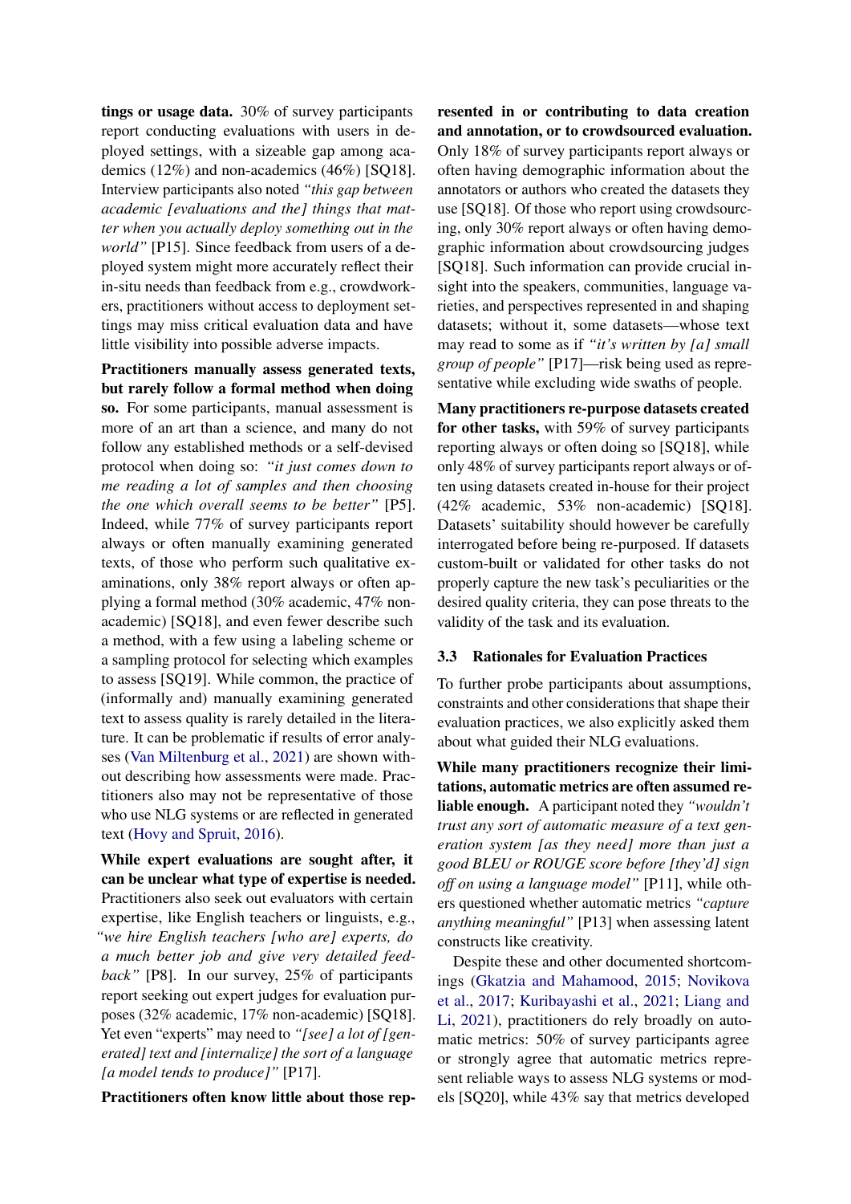**tings or usage data.** 30% of survey participants report conducting evaluations with users in deployed settings, with a sizeable gap among academics (12%) and non-academics (46%) [SQ18]. Interview participants also noted *"this gap between academic [evaluations and the] things that matter when you actually deploy something out in the world"* [P15]. Since feedback from users of a deployed system might more accurately reflect their in-situ needs than feedback from e.g., crowdworkers, practitioners without access to deployment settings may miss critical evaluation data and have little visibility into possible adverse impacts.

**Practitioners manually assess generated texts, but rarely follow a formal method when doing so.** For some participants, manual assessment is more of an art than a science, and many do not follow any established methods or a self-devised protocol when doing so: *"it just comes down to me reading a lot of samples and then choosing the one which overall seems to be better"* [P5]. Indeed, while 77% of survey participants report always or often manually examining generated texts, of those who perform such qualitative examinations, only 38% report always or often applying a formal method (30% academic, 47% non-academic) [SQ18], and even fewer describe such a method, with a few using a labeling scheme or a sampling protocol for selecting which examples to assess [SQ19]. While common, the practice of (informally and) manually examining generated text to assess quality is rarely detailed in the literature. It can be problematic if results of error analyses (Van Miltenburg et al., 2021) are shown without describing how assessments were made. Practitioners also may not be representative of those who use NLG systems or are reflected in generated text (Hovy and Spruit, 2016).

**While expert evaluations are sought after, it can be unclear what type of expertise is needed.** Practitioners also seek out evaluators with certain expertise, like English teachers or linguists, e.g., *"we hire English teachers [who are] experts, do a much better job and give very detailed feedback"* [P8]. In our survey, 25% of participants report seeking out expert judges for evaluation purposes (32% academic, 17% non-academic) [SQ18]. Yet even "experts" may need to *"[see] a lot of [generated] text and [internalize] the sort of a language [a model tends to produce]"* [P17].

**Practitioners often know little about those represented in or contributing to data creation and annotation, or to crowdsourced evaluation.** Only 18% of survey participants report always or often having demographic information about the annotators or authors who created the datasets they use [SQ18]. Of those who report using crowdsourcing, only 30% report always or often having demographic information about crowdsourcing judges [SQ18]. Such information can provide crucial insight into the speakers, communities, language varieties, and perspectives represented in and shaping datasets; without it, some datasets—whose text may read to some as if *"it's written by [a] small group of people"* [P17]—risk being used as representative while excluding wide swaths of people.

**Many practitioners re-purpose datasets created for other tasks,** with 59% of survey participants reporting always or often doing so [SQ18], while only 48% of survey participants report always or often using datasets created in-house for their project (42% academic, 53% non-academic) [SQ18]. Datasets' suitability should however be carefully interrogated before being re-purposed. If datasets custom-built or validated for other tasks do not properly capture the new task's peculiarities or the desired quality criteria, they can pose threats to the validity of the task and its evaluation.

### 3.3 Rationales for Evaluation Practices

To further probe participants about assumptions, constraints and other considerations that shape their evaluation practices, we also explicitly asked them about what guided their NLG evaluations.

**While many practitioners recognize their limitations, automatic metrics are often assumed reliable enough.** A participant noted they *"wouldn't trust any sort of automatic measure of a text generation system [as they need] more than just a good BLEU or ROUGE score before [they'd] sign off on using a language model"* [P11], while others questioned whether automatic metrics *"capture anything meaningful"* [P13] when assessing latent constructs like creativity.

Despite these and other documented shortcomings (Gkatzia and Mahamood, 2015; Novikova et al., 2017; Kuribayashi et al., 2021; Liang and Li, 2021), practitioners do rely broadly on automatic metrics: 50% of survey participants agree or strongly agree that automatic metrics represent reliable ways to assess NLG systems or models [SQ20], while 43% say that metrics developed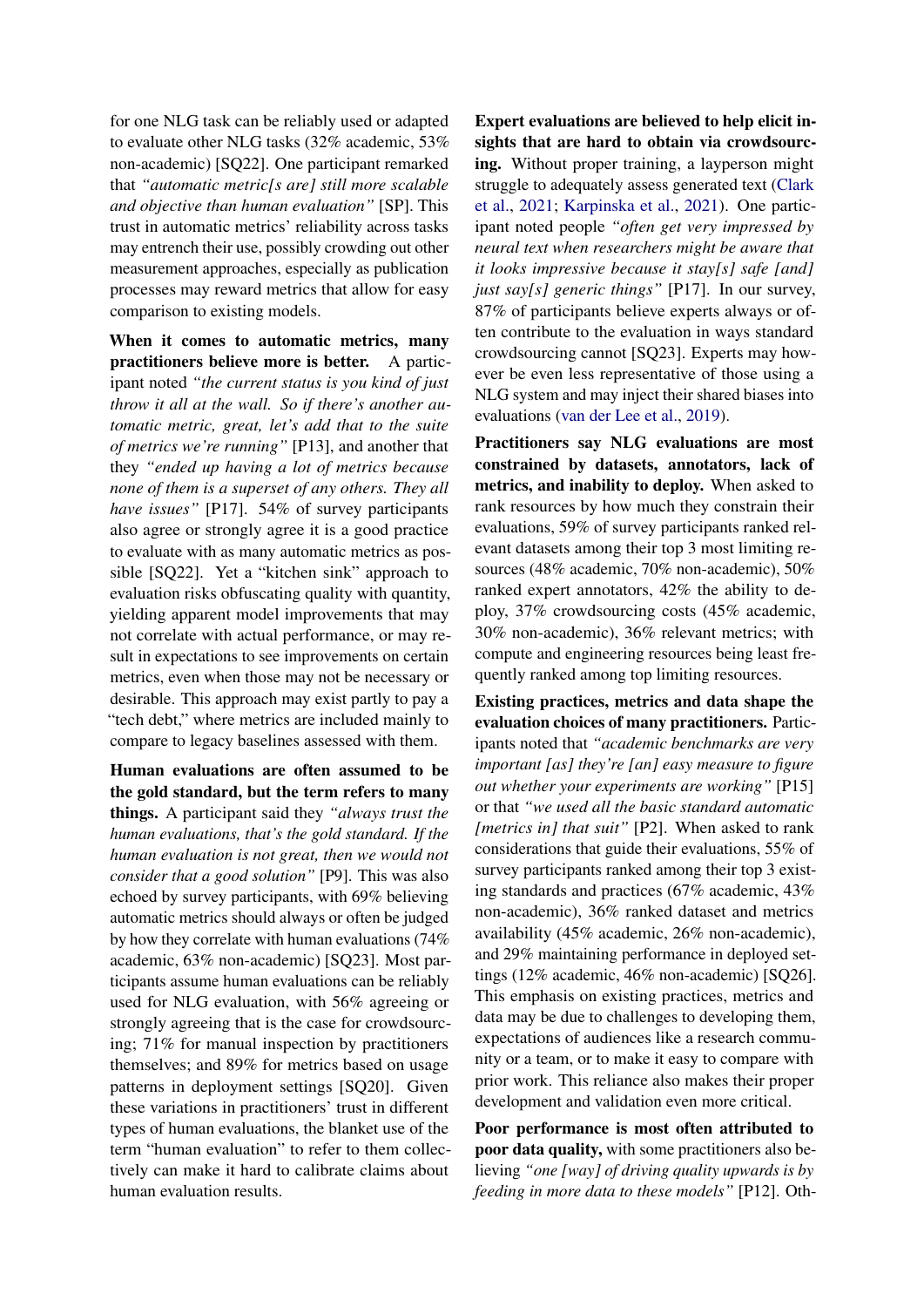for one NLG task can be reliably used or adapted to evaluate other NLG tasks (32% academic, 53% non-academic) [SQ22]. One participant remarked that *"automatic metric[s are] still more scalable and objective than human evaluation"* [SP]. This trust in automatic metrics' reliability across tasks may entrench their use, possibly crowding out other measurement approaches, especially as publication processes may reward metrics that allow for easy comparison to existing models.

**When it comes to automatic metrics, many practitioners believe more is better.** A participant noted *"the current status is you kind of just throw it all at the wall. So if there's another automatic metric, great, let's add that to the suite of metrics we're running"* [P13], and another that they *"ended up having a lot of metrics because none of them is a superset of any others. They all have issues"* [P17]. 54% of survey participants also agree or strongly agree it is a good practice to evaluate with as many automatic metrics as possible [SQ22]. Yet a "kitchen sink" approach to evaluation risks obfuscating quality with quantity, yielding apparent model improvements that may not correlate with actual performance, or may result in expectations to see improvements on certain metrics, even when those may not be necessary or desirable. This approach may exist partly to pay a "tech debt," where metrics are included mainly to compare to legacy baselines assessed with them.

**Human evaluations are often assumed to be the gold standard, but the term refers to many things.** A participant said they *"always trust the human evaluations, that's the gold standard. If the human evaluation is not great, then we would not consider that a good solution"* [P9]. This was also echoed by survey participants, with 69% believing automatic metrics should always or often be judged by how they correlate with human evaluations (74% academic, 63% non-academic) [SQ23]. Most participants assume human evaluations can be reliably used for NLG evaluation, with 56% agreeing or strongly agreeing that is the case for crowdsourcing; 71% for manual inspection by practitioners themselves; and 89% for metrics based on usage patterns in deployment settings [SQ20]. Given these variations in practitioners' trust in different types of human evaluations, the blanket use of the term "human evaluation" to refer to them collectively can make it hard to calibrate claims about human evaluation results.

**Expert evaluations are believed to help elicit insights that are hard to obtain via crowdsourcing.** Without proper training, a layperson might struggle to adequately assess generated text (Clark et al., 2021; Karpinska et al., 2021). One participant noted people *"often get very impressed by neural text when researchers might be aware that it looks impressive because it stay[s] safe [and] just say[s] generic things"* [P17]. In our survey, 87% of participants believe experts always or often contribute to the evaluation in ways standard crowdsourcing cannot [SQ23]. Experts may however be even less representative of those using a NLG system and may inject their shared biases into evaluations (van der Lee et al., 2019).

**Practitioners say NLG evaluations are most constrained by datasets, annotators, lack of metrics, and inability to deploy.** When asked to rank resources by how much they constrain their evaluations, 59% of survey participants ranked relevant datasets among their top 3 most limiting resources (48% academic, 70% non-academic), 50% ranked expert annotators, 42% the ability to deploy, 37% crowdsourcing costs (45% academic, 30% non-academic), 36% relevant metrics; with compute and engineering resources being least frequently ranked among top limiting resources.

**Existing practices, metrics and data shape the evaluation choices of many practitioners.** Participants noted that *"academic benchmarks are very important [as] they're [an] easy measure to figure out whether your experiments are working"* [P15] or that *"we used all the basic standard automatic [metrics in] that suit"* [P2]. When asked to rank considerations that guide their evaluations, 55% of survey participants ranked among their top 3 existing standards and practices (67% academic, 43% non-academic), 36% ranked dataset and metrics availability (45% academic, 26% non-academic), and 29% maintaining performance in deployed settings (12% academic, 46% non-academic) [SQ26]. This emphasis on existing practices, metrics and data may be due to challenges to developing them, expectations of audiences like a research community or a team, or to make it easy to compare with prior work. This reliance also makes their proper development and validation even more critical.

**Poor performance is most often attributed to poor data quality,** with some practitioners also believing *"one [way] of driving quality upwards is by feeding in more data to these models"* [P12]. Oth-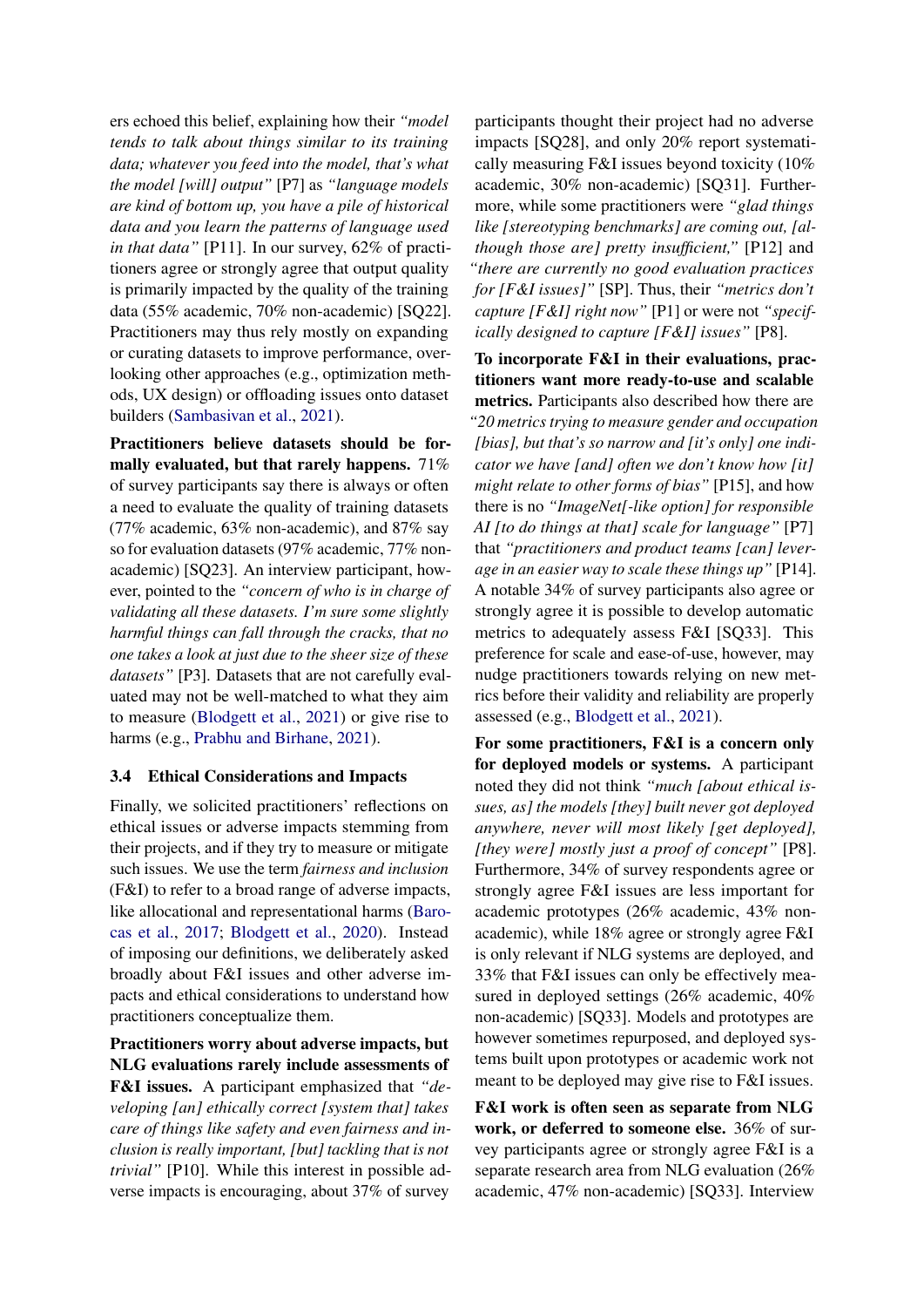ers echoed this belief, explaining how their *"model tends to talk about things similar to its training data; whatever you feed into the model, that's what the model [will] output"* [P7] as *"language models are kind of bottom up, you have a pile of historical data and you learn the patterns of language used in that data"* [P11]. In our survey, 62% of practitioners agree or strongly agree that output quality is primarily impacted by the quality of the training data (55% academic, 70% non-academic) [SQ22]. Practitioners may thus rely mostly on expanding or curating datasets to improve performance, overlooking other approaches (e.g., optimization methods, UX design) or offloading issues onto dataset builders (Sambasivan et al., 2021).

**Practitioners believe datasets should be formally evaluated, but that rarely happens.** 71% of survey participants say there is always or often a need to evaluate the quality of training datasets (77% academic, 63% non-academic), and 87% say so for evaluation datasets (97% academic, 77% non-academic) [SQ23]. An interview participant, however, pointed to the *"concern of who is in charge of validating all these datasets. I'm sure some slightly harmful things can fall through the cracks, that no one takes a look at just due to the sheer size of these datasets"* [P3]. Datasets that are not carefully evaluated may not be well-matched to what they aim to measure (Blodgett et al., 2021) or give rise to harms (e.g., Prabhu and Birhane, 2021).

### 3.4 Ethical Considerations and Impacts

Finally, we solicited practitioners' reflections on ethical issues or adverse impacts stemming from their projects, and if they try to measure or mitigate such issues. We use the term *fairness and inclusion* (F&I) to refer to a broad range of adverse impacts, like allocational and representational harms (Barocas et al., 2017; Blodgett et al., 2020). Instead of imposing our definitions, we deliberately asked broadly about F&I issues and other adverse impacts and ethical considerations to understand how practitioners conceptualize them.

**Practitioners worry about adverse impacts, but NLG evaluations rarely include assessments of F&I issues.** A participant emphasized that *"developing [an] ethically correct [system that] takes care of things like safety and even fairness and inclusion is really important, [but] tackling that is not trivial"* [P10]. While this interest in possible adverse impacts is encouraging, about 37% of survey participants thought their project had no adverse impacts [SQ28], and only 20% report systematically measuring F&I issues beyond toxicity (10% academic, 30% non-academic) [SQ31]. Furthermore, while some practitioners were *"glad things like [stereotyping benchmarks] are coming out, [although those are] pretty insufficient,"* [P12] and *"there are currently no good evaluation practices for [F&I issues]"* [SP]. Thus, their *"metrics don't capture [F&I] right now"* [P1] or were not *"specifically designed to capture [F&I] issues"* [P8].

**To incorporate F&I in their evaluations, practitioners want more ready-to-use and scalable metrics.** Participants also described how there are *"20 metrics trying to measure gender and occupation [bias], but that's so narrow and [it's only] one indicator we have [and] often we don't know how [it] might relate to other forms of bias"* [P15], and how there is no *"ImageNet[-like option] for responsible AI [to do things at that] scale for language"* [P7] that *"practitioners and product teams [can] leverage in an easier way to scale these things up"* [P14]. A notable 34% of survey participants also agree or strongly agree it is possible to develop automatic metrics to adequately assess F&I [SQ33]. This preference for scale and ease-of-use, however, may nudge practitioners towards relying on new metrics before their validity and reliability are properly assessed (e.g., Blodgett et al., 2021).

**For some practitioners, F&I is a concern only for deployed models or systems.** A participant noted they did not think *"much [about ethical issues, as] the models [they] built never got deployed anywhere, never will most likely [get deployed], [they were] mostly just a proof of concept"* [P8]. Furthermore, 34% of survey respondents agree or strongly agree F&I issues are less important for academic prototypes (26% academic, 43% non-academic), while 18% agree or strongly agree F&I is only relevant if NLG systems are deployed, and 33% that F&I issues can only be effectively measured in deployed settings (26% academic, 40% non-academic) [SQ33]. Models and prototypes are however sometimes repurposed, and deployed systems built upon prototypes or academic work not meant to be deployed may give rise to F&I issues.

**F&I work is often seen as separate from NLG work, or deferred to someone else.** 36% of survey participants agree or strongly agree F&I is a separate research area from NLG evaluation (26% academic, 47% non-academic) [SQ33]. Interview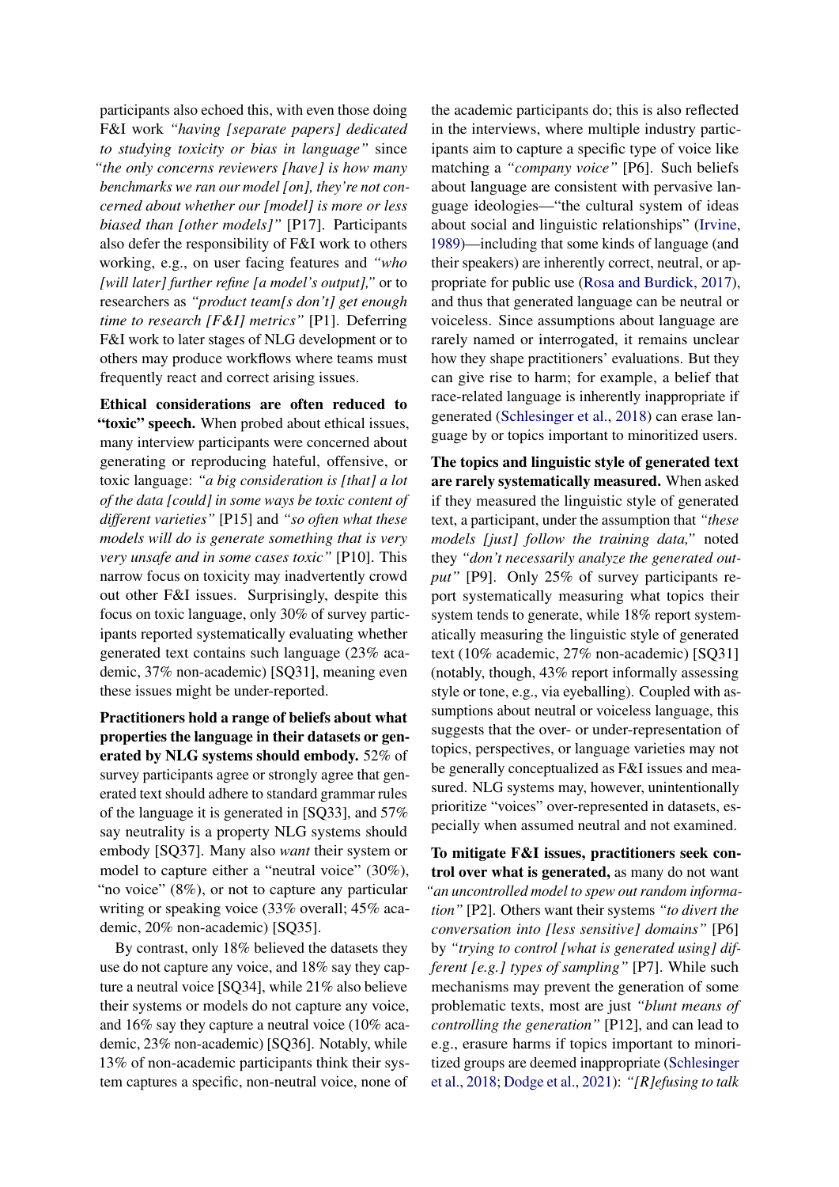participants also echoed this, with even those doing F&I work *"having [separate papers] dedicated to studying toxicity or bias in language"* since *"the only concerns reviewers [have] is how many benchmarks we ran our model [on], they're not concerned about whether our [model] is more or less biased than [other models]"* [P17]. Participants also defer the responsibility of F&I work to others working, e.g., on user facing features and *"who [will later] further refine [a model's output],"* or to researchers as *"product team[s don't] get enough time to research [F&I] metrics"* [P1]. Deferring F&I work to later stages of NLG development or to others may produce workflows where teams must frequently react and correct arising issues.

**Ethical considerations are often reduced to "toxic" speech.** When probed about ethical issues, many interview participants were concerned about generating or reproducing hateful, offensive, or toxic language: *"a big consideration is [that] a lot of the data [could] in some ways be toxic content of different varieties"* [P15] and *"so often what these models will do is generate something that is very very unsafe and in some cases toxic"* [P10]. This narrow focus on toxicity may inadvertently crowd out other F&I issues. Surprisingly, despite this focus on toxic language, only 30% of survey participants reported systematically evaluating whether generated text contains such language (23% academic, 37% non-academic) [SQ31], meaning even these issues might be under-reported.

**Practitioners hold a range of beliefs about what properties the language in their datasets or generated by NLG systems should embody.** 52% of survey participants agree or strongly agree that generated text should adhere to standard grammar rules of the language it is generated in [SQ33], and 57% say neutrality is a property NLG systems should embody [SQ37]. Many also *want* their system or model to capture either a "neutral voice" (30%), "no voice" (8%), or not to capture any particular writing or speaking voice (33% overall; 45% academic, 20% non-academic) [SQ35].

By contrast, only 18% believed the datasets they use do not capture any voice, and 18% say they capture a neutral voice [SQ34], while 21% also believe their systems or models do not capture any voice, and 16% say they capture a neutral voice (10% academic, 23% non-academic) [SQ36]. Notably, while 13% of non-academic participants think their system captures a specific, non-neutral voice, none of the academic participants do; this is also reflected in the interviews, where multiple industry participants aim to capture a specific type of voice like matching a *"company voice"* [P6]. Such beliefs about language are consistent with pervasive language ideologies—"the cultural system of ideas about social and linguistic relationships" (Irvine, 1989)—including that some kinds of language (and their speakers) are inherently correct, neutral, or appropriate for public use (Rosa and Burdick, 2017), and thus that generated language can be neutral or voiceless. Since assumptions about language are rarely named or interrogated, it remains unclear how they shape practitioners' evaluations. But they can give rise to harm; for example, a belief that race-related language is inherently inappropriate if generated (Schlesinger et al., 2018) can erase language by or topics important to minoritized users.

**The topics and linguistic style of generated text are rarely systematically measured.** When asked if they measured the linguistic style of generated text, a participant, under the assumption that *"these models [just] follow the training data,"* noted they *"don't necessarily analyze the generated output"* [P9]. Only 25% of survey participants report systematically measuring what topics their system tends to generate, while 18% report systematically measuring the linguistic style of generated text (10% academic, 27% non-academic) [SQ31] (notably, though, 43% report informally assessing style or tone, e.g., via eyeballing). Coupled with assumptions about neutral or voiceless language, this suggests that the over- or under-representation of topics, perspectives, or language varieties may not be generally conceptualized as F&I issues and measured. NLG systems may, however, unintentionally prioritize "voices" over-represented in datasets, especially when assumed neutral and not examined.

**To mitigate F&I issues, practitioners seek control over what is generated,** as many do not want *"an uncontrolled model to spew out random information"* [P2]. Others want their systems *"to divert the conversation into [less sensitive] domains"* [P6] by *"trying to control [what is generated using] different [e.g.] types of sampling"* [P7]. While such mechanisms may prevent the generation of some problematic texts, most are just *"blunt means of controlling the generation"* [P12], and can lead to e.g., erasure harms if topics important to minoritized groups are deemed inappropriate (Schlesinger et al., 2018; Dodge et al., 2021): *"[R]efusing to talk*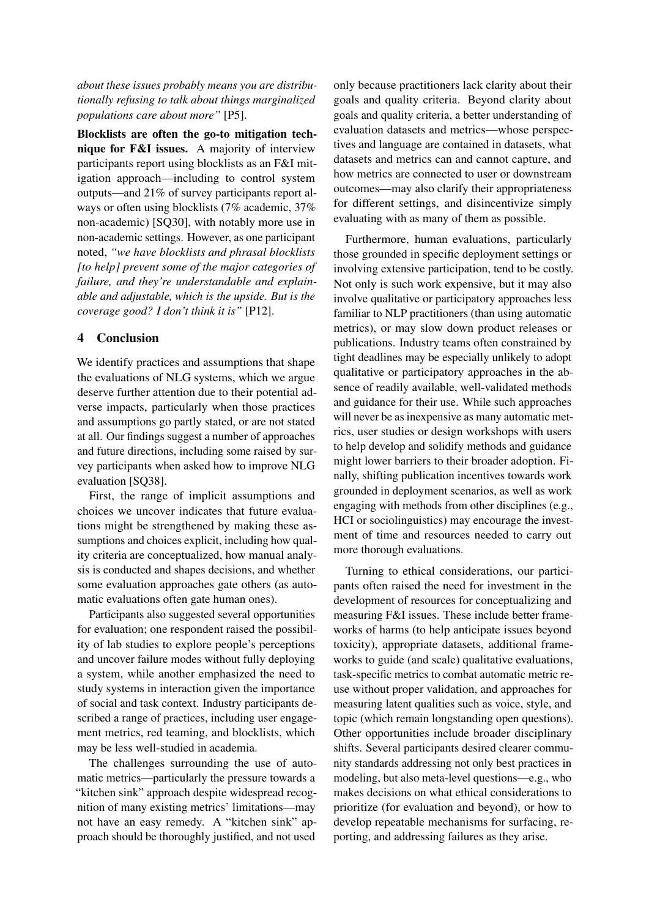*about these issues probably means you are distributionally refusing to talk about things marginalized populations care about more"* [P5].

**Blocklists are often the go-to mitigation technique for F&I issues.** A majority of interview participants report using blocklists as an F&I mitigation approach—including to control system outputs—and 21% of survey participants report always or often using blocklists (7% academic, 37% non-academic) [SQ30], with notably more use in non-academic settings. However, as one participant noted, *"we have blocklists and phrasal blocklists [to help] prevent some of the major categories of failure, and they're understandable and explainable and adjustable, which is the upside. But is the coverage good? I don't think it is"* [P12].

## 4 Conclusion

We identify practices and assumptions that shape the evaluations of NLG systems, which we argue deserve further attention due to their potential adverse impacts, particularly when those practices and assumptions go partly stated, or are not stated at all. Our findings suggest a number of approaches and future directions, including some raised by survey participants when asked how to improve NLG evaluation [SQ38].

First, the range of implicit assumptions and choices we uncover indicates that future evaluations might be strengthened by making these assumptions and choices explicit, including how quality criteria are conceptualized, how manual analysis is conducted and shapes decisions, and whether some evaluation approaches gate others (as automatic evaluations often gate human ones).

Participants also suggested several opportunities for evaluation; one respondent raised the possibility of lab studies to explore people's perceptions and uncover failure modes without fully deploying a system, while another emphasized the need to study systems in interaction given the importance of social and task context. Industry participants described a range of practices, including user engagement metrics, red teaming, and blocklists, which may be less well-studied in academia.

The challenges surrounding the use of automatic metrics—particularly the pressure towards a "kitchen sink" approach despite widespread recognition of many existing metrics' limitations—may not have an easy remedy. A "kitchen sink" approach should be thoroughly justified, and not used only because practitioners lack clarity about their goals and quality criteria. Beyond clarity about goals and quality criteria, a better understanding of evaluation datasets and metrics—whose perspectives and language are contained in datasets, what datasets and metrics can and cannot capture, and how metrics are connected to user or downstream outcomes—may also clarify their appropriateness for different settings, and disincentivize simply evaluating with as many of them as possible.

Furthermore, human evaluations, particularly those grounded in specific deployment settings or involving extensive participation, tend to be costly. Not only is such work expensive, but it may also involve qualitative or participatory approaches less familiar to NLP practitioners (than using automatic metrics), or may slow down product releases or publications. Industry teams often constrained by tight deadlines may be especially unlikely to adopt qualitative or participatory approaches in the absence of readily available, well-validated methods and guidance for their use. While such approaches will never be as inexpensive as many automatic metrics, user studies or design workshops with users to help develop and solidify methods and guidance might lower barriers to their broader adoption. Finally, shifting publication incentives towards work grounded in deployment scenarios, as well as work engaging with methods from other disciplines (e.g., HCI or sociolinguistics) may encourage the investment of time and resources needed to carry out more thorough evaluations.

Turning to ethical considerations, our participants often raised the need for investment in the development of resources for conceptualizing and measuring F&I issues. These include better frameworks of harms (to help anticipate issues beyond toxicity), appropriate datasets, additional frameworks to guide (and scale) qualitative evaluations, task-specific metrics to combat automatic metric reuse without proper validation, and approaches for measuring latent qualities such as voice, style, and topic (which remain longstanding open questions). Other opportunities include broader disciplinary shifts. Several participants desired clearer community standards addressing not only best practices in modeling, but also meta-level questions—e.g., who makes decisions on what ethical considerations to prioritize (for evaluation and beyond), or how to develop repeatable mechanisms for surfacing, reporting, and addressing failures as they arise.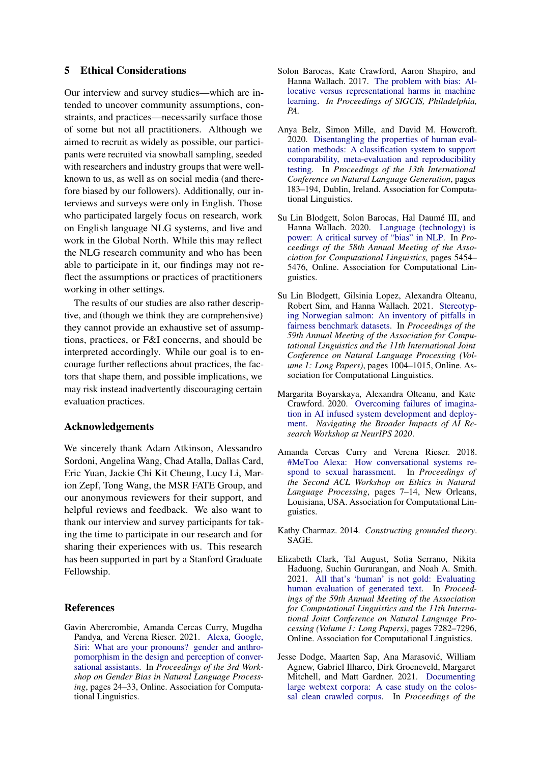## 5 Ethical Considerations

Our interview and survey studies—which are intended to uncover community assumptions, constraints, and practices—necessarily surface those of some but not all practitioners. Although we aimed to recruit as widely as possible, our participants were recruited via snowball sampling, seeded with researchers and industry groups that were well-known to us, as well as on social media (and therefore biased by our followers). Additionally, our interviews and surveys were only in English. Those who participated largely focus on research, work on English language NLG systems, and live and work in the Global North. While this may reflect the NLG research community and who has been able to participate in it, our findings may not reflect the assumptions or practices of practitioners working in other settings.

The results of our studies are also rather descriptive, and (though we think they are comprehensive) they cannot provide an exhaustive set of assumptions, practices, or F&I concerns, and should be interpreted accordingly. While our goal is to encourage further reflections about practices, the factors that shape them, and possible implications, we may risk instead inadvertently discouraging certain evaluation practices.

## Acknowledgements

We sincerely thank Adam Atkinson, Alessandro Sordoni, Angelina Wang, Chad Atalla, Dallas Card, Eric Yuan, Jackie Chi Kit Cheung, Lucy Li, Marion Zepf, Tong Wang, the MSR FATE Group, and our anonymous reviewers for their support, and helpful reviews and feedback. We also want to thank our interview and survey participants for taking the time to participate in our research and for sharing their experiences with us. This research has been supported in part by a Stanford Graduate Fellowship.

## References

Gavin Abercrombie, Amanda Cercas Curry, Mugdha Pandya, and Verena Rieser. 2021. Alexa, Google, Siri: What are your pronouns? gender and anthropomorphism in the design and perception of conversational assistants. In *Proceedings of the 3rd Workshop on Gender Bias in Natural Language Processing*, pages 24–33, Online. Association for Computational Linguistics.

Solon Barocas, Kate Crawford, Aaron Shapiro, and Hanna Wallach. 2017. The problem with bias: Allocative versus representational harms in machine learning. *In Proceedings of SIGCIS, Philadelphia, PA*.

Anya Belz, Simon Mille, and David M. Howcroft. 2020. Disentangling the properties of human evaluation methods: A classification system to support comparability, meta-evaluation and reproducibility testing. In *Proceedings of the 13th International Conference on Natural Language Generation*, pages 183–194, Dublin, Ireland. Association for Computational Linguistics.

Su Lin Blodgett, Solon Barocas, Hal Daumé III, and Hanna Wallach. 2020. Language (technology) is power: A critical survey of "bias" in NLP. In *Proceedings of the 58th Annual Meeting of the Association for Computational Linguistics*, pages 5454–5476, Online. Association for Computational Linguistics.

Su Lin Blodgett, Gilsinia Lopez, Alexandra Olteanu, Robert Sim, and Hanna Wallach. 2021. Stereotyping Norwegian salmon: An inventory of pitfalls in fairness benchmark datasets. In *Proceedings of the 59th Annual Meeting of the Association for Computational Linguistics and the 11th International Joint Conference on Natural Language Processing (Volume 1: Long Papers)*, pages 1004–1015, Online. Association for Computational Linguistics.

Margarita Boyarskaya, Alexandra Olteanu, and Kate Crawford. 2020. Overcoming failures of imagination in AI infused system development and deployment. *Navigating the Broader Impacts of AI Research Workshop at NeurIPS 2020*.

Amanda Cercas Curry and Verena Rieser. 2018. #MeToo Alexa: How conversational systems respond to sexual harassment. In *Proceedings of the Second ACL Workshop on Ethics in Natural Language Processing*, pages 7–14, New Orleans, Louisiana, USA. Association for Computational Linguistics.

Kathy Charmaz. 2014. *Constructing grounded theory*. SAGE.

Elizabeth Clark, Tal August, Sofia Serrano, Nikita Haduong, Suchin Gururangan, and Noah A. Smith. 2021. All that's 'human' is not gold: Evaluating human evaluation of generated text. In *Proceedings of the 59th Annual Meeting of the Association for Computational Linguistics and the 11th International Joint Conference on Natural Language Processing (Volume 1: Long Papers)*, pages 7282–7296, Online. Association for Computational Linguistics.

Jesse Dodge, Maarten Sap, Ana Marasović, William Agnew, Gabriel Ilharco, Dirk Groeneveld, Margaret Mitchell, and Matt Gardner. 2021. Documenting large webtext corpora: A case study on the colossal clean crawled corpus. In *Proceedings of the*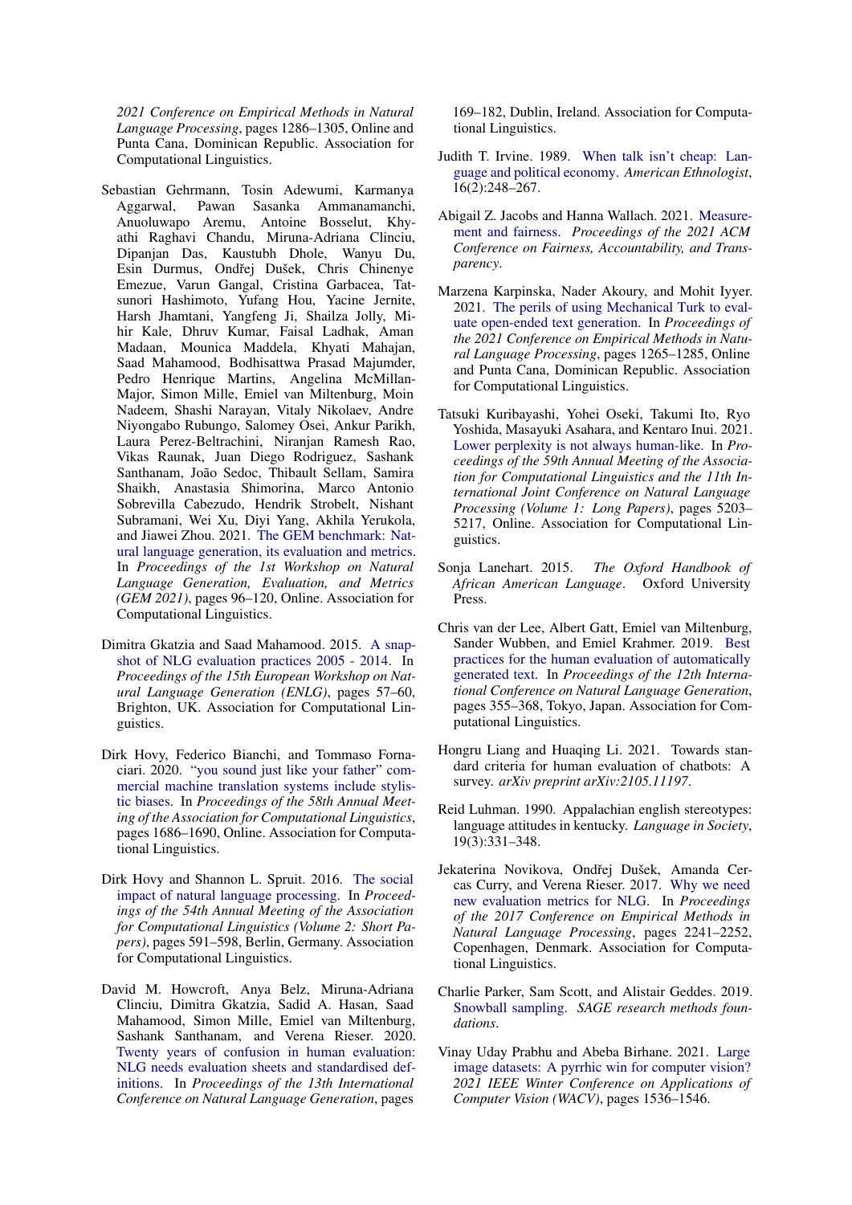2021 Conference on Empirical Methods in Natural Language Processing, pages 1286–1305, Online and Punta Cana, Dominican Republic. Association for Computational Linguistics.

Sebastian Gehrmann, Tosin Adewumi, Karmanya Aggarwal, Pawan Sasanka Ammanamanchi, Anuoluwapo Aremu, Antoine Bosselut, Khyathi Raghavi Chandu, Miruna-Adriana Clinciu, Dipanjan Das, Kaustubh Dhole, Wanyu Du, Esin Durmus, Ondřej Dušek, Chris Chinenye Emezue, Varun Gangal, Cristina Garbacea, Tatsunori Hashimoto, Yufang Hou, Yacine Jernite, Harsh Jhamtani, Yangfeng Ji, Shailza Jolly, Mihir Kale, Dhruv Kumar, Faisal Ladhak, Aman Madaan, Mounica Maddela, Khyati Mahajan, Saad Mahamood, Bodhisattwa Prasad Majumder, Pedro Henrique Martins, Angelina McMillan-Major, Simon Mille, Emiel van Miltenburg, Moin Nadeem, Shashi Narayan, Vitaly Nikolaev, Andre Niyongabo Rubungo, Salomey Osei, Ankur Parikh, Laura Perez-Beltrachini, Niranjan Ramesh Rao, Vikas Raunak, Juan Diego Rodriguez, Sashank Santhanam, João Sedoc, Thibault Sellam, Samira Shaikh, Anastasia Shimorina, Marco Antonio Sobrevilla Cabezudo, Hendrik Strobelt, Nishant Subramani, Wei Xu, Diyi Yang, Akhila Yerukola, and Jiawei Zhou. 2021. The GEM benchmark: Natural language generation, its evaluation and metrics. In *Proceedings of the 1st Workshop on Natural Language Generation, Evaluation, and Metrics (GEM 2021)*, pages 96–120, Online. Association for Computational Linguistics.

Dimitra Gkatzia and Saad Mahamood. 2015. A snapshot of NLG evaluation practices 2005 - 2014. In *Proceedings of the 15th European Workshop on Natural Language Generation (ENLG)*, pages 57–60, Brighton, UK. Association for Computational Linguistics.

Dirk Hovy, Federico Bianchi, and Tommaso Fornaciari. 2020. "you sound just like your father" commercial machine translation systems include stylistic biases. In *Proceedings of the 58th Annual Meeting of the Association for Computational Linguistics*, pages 1686–1690, Online. Association for Computational Linguistics.

Dirk Hovy and Shannon L. Spruit. 2016. The social impact of natural language processing. In *Proceedings of the 54th Annual Meeting of the Association for Computational Linguistics (Volume 2: Short Papers)*, pages 591–598, Berlin, Germany. Association for Computational Linguistics.

David M. Howcroft, Anya Belz, Miruna-Adriana Clinciu, Dimitra Gkatzia, Sadid A. Hasan, Saad Mahamood, Simon Mille, Emiel van Miltenburg, Sashank Santhanam, and Verena Rieser. 2020. Twenty years of confusion in human evaluation: NLG needs evaluation sheets and standardised definitions. In *Proceedings of the 13th International Conference on Natural Language Generation*, pages 169–182, Dublin, Ireland. Association for Computational Linguistics.

Judith T. Irvine. 1989. When talk isn't cheap: Language and political economy. *American Ethnologist*, 16(2):248–267.

Abigail Z. Jacobs and Hanna Wallach. 2021. Measurement and fairness. *Proceedings of the 2021 ACM Conference on Fairness, Accountability, and Transparency*.

Marzena Karpinska, Nader Akoury, and Mohit Iyyer. 2021. The perils of using Mechanical Turk to evaluate open-ended text generation. In *Proceedings of the 2021 Conference on Empirical Methods in Natural Language Processing*, pages 1265–1285, Online and Punta Cana, Dominican Republic. Association for Computational Linguistics.

Tatsuki Kuribayashi, Yohei Oseki, Takumi Ito, Ryo Yoshida, Masayuki Asahara, and Kentaro Inui. 2021. Lower perplexity is not always human-like. In *Proceedings of the 59th Annual Meeting of the Association for Computational Linguistics and the 11th International Joint Conference on Natural Language Processing (Volume 1: Long Papers)*, pages 5203–5217, Online. Association for Computational Linguistics.

Sonja Lanehart. 2015. *The Oxford Handbook of African American Language*. Oxford University Press.

Chris van der Lee, Albert Gatt, Emiel van Miltenburg, Sander Wubben, and Emiel Krahmer. 2019. Best practices for the human evaluation of automatically generated text. In *Proceedings of the 12th International Conference on Natural Language Generation*, pages 355–368, Tokyo, Japan. Association for Computational Linguistics.

Hongru Liang and Huaqing Li. 2021. Towards standard criteria for human evaluation of chatbots: A survey. *arXiv preprint arXiv:2105.11197*.

Reid Luhman. 1990. Appalachian english stereotypes: language attitudes in kentucky. *Language in Society*, 19(3):331–348.

Jekaterina Novikova, Ondřej Dušek, Amanda Cercas Curry, and Verena Rieser. 2017. Why we need new evaluation metrics for NLG. In *Proceedings of the 2017 Conference on Empirical Methods in Natural Language Processing*, pages 2241–2252, Copenhagen, Denmark. Association for Computational Linguistics.

Charlie Parker, Sam Scott, and Alistair Geddes. 2019. Snowball sampling. *SAGE research methods foundations*.

Vinay Uday Prabhu and Abeba Birhane. 2021. Large image datasets: A pyrrhic win for computer vision? *2021 IEEE Winter Conference on Applications of Computer Vision (WACV)*, pages 1536–1546.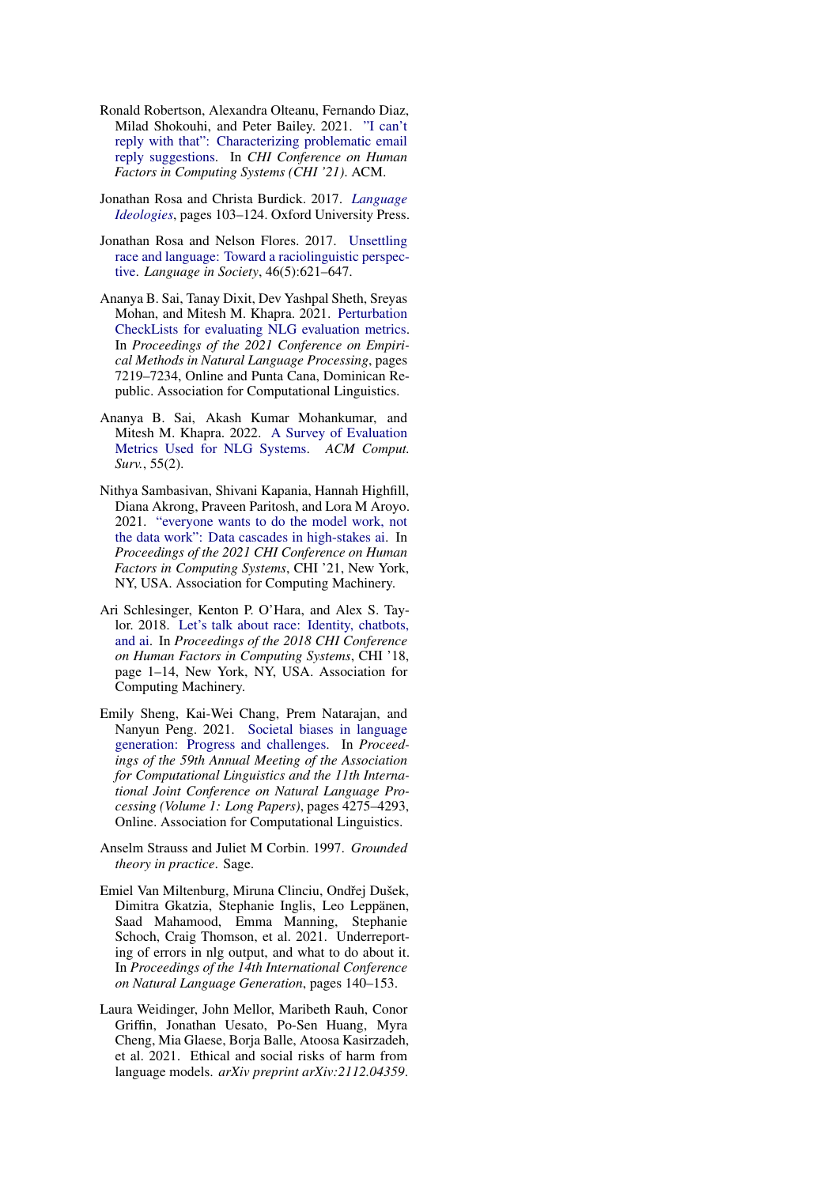Ronald Robertson, Alexandra Olteanu, Fernando Diaz, Milad Shokouhi, and Peter Bailey. 2021. "I can't reply with that": Characterizing problematic email reply suggestions. In *CHI Conference on Human Factors in Computing Systems (CHI '21)*. ACM.

Jonathan Rosa and Christa Burdick. 2017. *Language Ideologies*, pages 103–124. Oxford University Press.

Jonathan Rosa and Nelson Flores. 2017. Unsettling race and language: Toward a raciolinguistic perspective. *Language in Society*, 46(5):621–647.

Ananya B. Sai, Tanay Dixit, Dev Yashpal Sheth, Sreyas Mohan, and Mitesh M. Khapra. 2021. Perturbation CheckLists for evaluating NLG evaluation metrics. In *Proceedings of the 2021 Conference on Empirical Methods in Natural Language Processing*, pages 7219–7234, Online and Punta Cana, Dominican Republic. Association for Computational Linguistics.

Ananya B. Sai, Akash Kumar Mohankumar, and Mitesh M. Khapra. 2022. A Survey of Evaluation Metrics Used for NLG Systems. *ACM Comput. Surv.*, 55(2).

Nithya Sambasivan, Shivani Kapania, Hannah Highfill, Diana Akrong, Praveen Paritosh, and Lora M Aroyo. 2021. "everyone wants to do the model work, not the data work": Data cascades in high-stakes ai. In *Proceedings of the 2021 CHI Conference on Human Factors in Computing Systems*, CHI '21, New York, NY, USA. Association for Computing Machinery.

Ari Schlesinger, Kenton P. O'Hara, and Alex S. Taylor. 2018. Let's talk about race: Identity, chatbots, and ai. In *Proceedings of the 2018 CHI Conference on Human Factors in Computing Systems*, CHI '18, page 1–14, New York, NY, USA. Association for Computing Machinery.

Emily Sheng, Kai-Wei Chang, Prem Natarajan, and Nanyun Peng. 2021. Societal biases in language generation: Progress and challenges. In *Proceedings of the 59th Annual Meeting of the Association for Computational Linguistics and the 11th International Joint Conference on Natural Language Processing (Volume 1: Long Papers)*, pages 4275–4293, Online. Association for Computational Linguistics.

Anselm Strauss and Juliet M Corbin. 1997. *Grounded theory in practice*. Sage.

Emiel Van Miltenburg, Miruna Clinciu, Ondřej Dušek, Dimitra Gkatzia, Stephanie Inglis, Leo Leppänen, Saad Mahamood, Emma Manning, Stephanie Schoch, Craig Thomson, et al. 2021. Underreporting of errors in nlg output, and what to do about it. In *Proceedings of the 14th International Conference on Natural Language Generation*, pages 140–153.

Laura Weidinger, John Mellor, Maribeth Rauh, Conor Griffin, Jonathan Uesato, Po-Sen Huang, Myra Cheng, Mia Glaese, Borja Balle, Atoosa Kasirzadeh, et al. 2021. Ethical and social risks of harm from language models. *arXiv preprint arXiv:2112.04359*.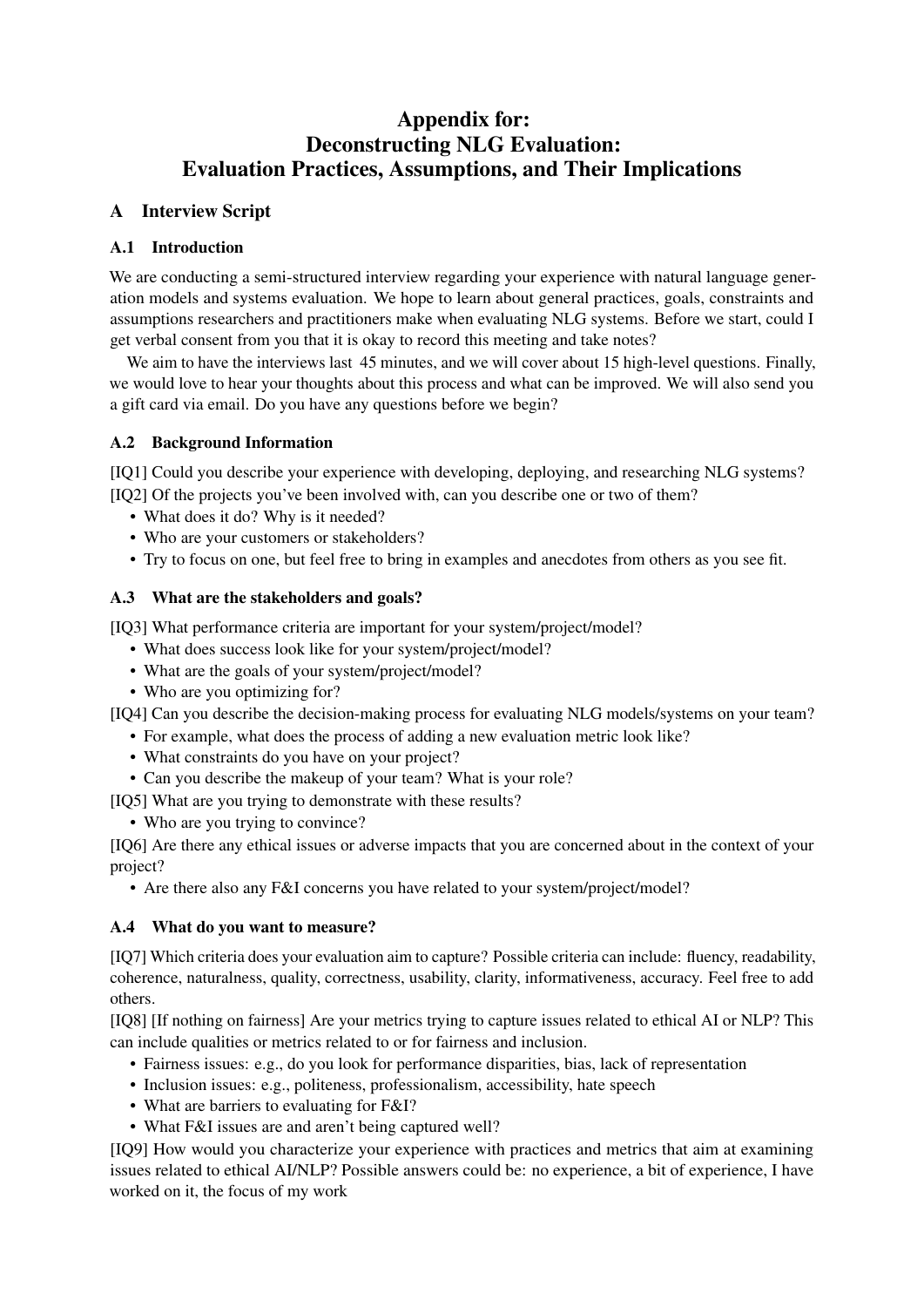# Appendix for: Deconstructing NLG Evaluation: Evaluation Practices, Assumptions, and Their Implications

## A Interview Script

### A.1 Introduction

We are conducting a semi-structured interview regarding your experience with natural language generation models and systems evaluation. We hope to learn about general practices, goals, constraints and assumptions researchers and practitioners make when evaluating NLG systems. Before we start, could I get verbal consent from you that it is okay to record this meeting and take notes?

We aim to have the interviews last 45 minutes, and we will cover about 15 high-level questions. Finally, we would love to hear your thoughts about this process and what can be improved. We will also send you a gift card via email. Do you have any questions before we begin?

### A.2 Background Information

[IQ1] Could you describe your experience with developing, deploying, and researching NLG systems?
[IQ2] Of the projects you've been involved with, can you describe one or two of them?

- What does it do? Why is it needed?
- Who are your customers or stakeholders?
- Try to focus on one, but feel free to bring in examples and anecdotes from others as you see fit.

### A.3 What are the stakeholders and goals?

[IQ3] What performance criteria are important for your system/project/model?

- What does success look like for your system/project/model?
- What are the goals of your system/project/model?
- Who are you optimizing for?

[IQ4] Can you describe the decision-making process for evaluating NLG models/systems on your team?

- For example, what does the process of adding a new evaluation metric look like?
- What constraints do you have on your project?
- Can you describe the makeup of your team? What is your role?

[IQ5] What are you trying to demonstrate with these results?

- Who are you trying to convince?

[IQ6] Are there any ethical issues or adverse impacts that you are concerned about in the context of your project?

- Are there also any F&I concerns you have related to your system/project/model?

### A.4 What do you want to measure?

[IQ7] Which criteria does your evaluation aim to capture? Possible criteria can include: fluency, readability, coherence, naturalness, quality, correctness, usability, clarity, informativeness, accuracy. Feel free to add others.

[IQ8] [If nothing on fairness] Are your metrics trying to capture issues related to ethical AI or NLP? This can include qualities or metrics related to or for fairness and inclusion.

- Fairness issues: e.g., do you look for performance disparities, bias, lack of representation
- Inclusion issues: e.g., politeness, professionalism, accessibility, hate speech
- What are barriers to evaluating for F&I?
- What F&I issues are and aren't being captured well?

[IQ9] How would you characterize your experience with practices and metrics that aim at examining issues related to ethical AI/NLP? Possible answers could be: no experience, a bit of experience, I have worked on it, the focus of my work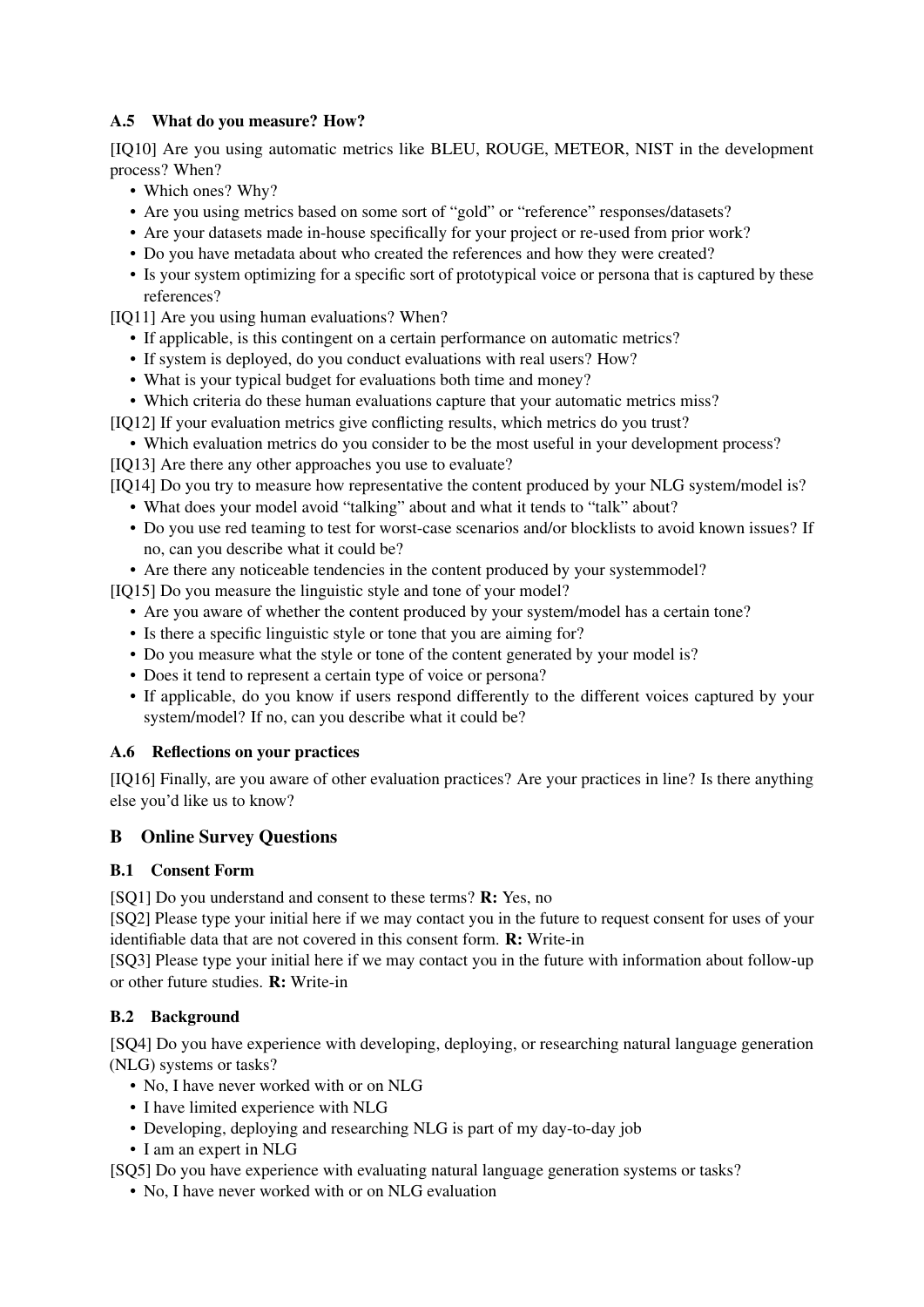### A.5 What do you measure? How?

[IQ10] Are you using automatic metrics like BLEU, ROUGE, METEOR, NIST in the development process? When?

- Which ones? Why?
- Are you using metrics based on some sort of "gold" or "reference" responses/datasets?
- Are your datasets made in-house specifically for your project or re-used from prior work?
- Do you have metadata about who created the references and how they were created?
- Is your system optimizing for a specific sort of prototypical voice or persona that is captured by these references?

[IQ11] Are you using human evaluations? When?

- If applicable, is this contingent on a certain performance on automatic metrics?
- If system is deployed, do you conduct evaluations with real users? How?
- What is your typical budget for evaluations both time and money?
- Which criteria do these human evaluations capture that your automatic metrics miss?

[IQ12] If your evaluation metrics give conflicting results, which metrics do you trust?

- Which evaluation metrics do you consider to be the most useful in your development process?

[IQ13] Are there any other approaches you use to evaluate?

[IQ14] Do you try to measure how representative the content produced by your NLG system/model is?

- What does your model avoid "talking" about and what it tends to "talk" about?
- Do you use red teaming to test for worst-case scenarios and/or blocklists to avoid known issues? If no, can you describe what it could be?
- Are there any noticeable tendencies in the content produced by your systemmodel?

[IQ15] Do you measure the linguistic style and tone of your model?

- Are you aware of whether the content produced by your system/model has a certain tone?
- Is there a specific linguistic style or tone that you are aiming for?
- Do you measure what the style or tone of the content generated by your model is?
- Does it tend to represent a certain type of voice or persona?
- If applicable, do you know if users respond differently to the different voices captured by your system/model? If no, can you describe what it could be?

### A.6 Reflections on your practices

[IQ16] Finally, are you aware of other evaluation practices? Are your practices in line? Is there anything else you'd like us to know?

## B Online Survey Questions

### B.1 Consent Form

[SQ1] Do you understand and consent to these terms? **R:** Yes, no

[SQ2] Please type your initial here if we may contact you in the future to request consent for uses of your identifiable data that are not covered in this consent form. **R:** Write-in

[SQ3] Please type your initial here if we may contact you in the future with information about follow-up or other future studies. **R:** Write-in

### B.2 Background

[SQ4] Do you have experience with developing, deploying, or researching natural language generation (NLG) systems or tasks?

- No, I have never worked with or on NLG
- I have limited experience with NLG
- Developing, deploying and researching NLG is part of my day-to-day job
- I am an expert in NLG

[SQ5] Do you have experience with evaluating natural language generation systems or tasks?

- No, I have never worked with or on NLG evaluation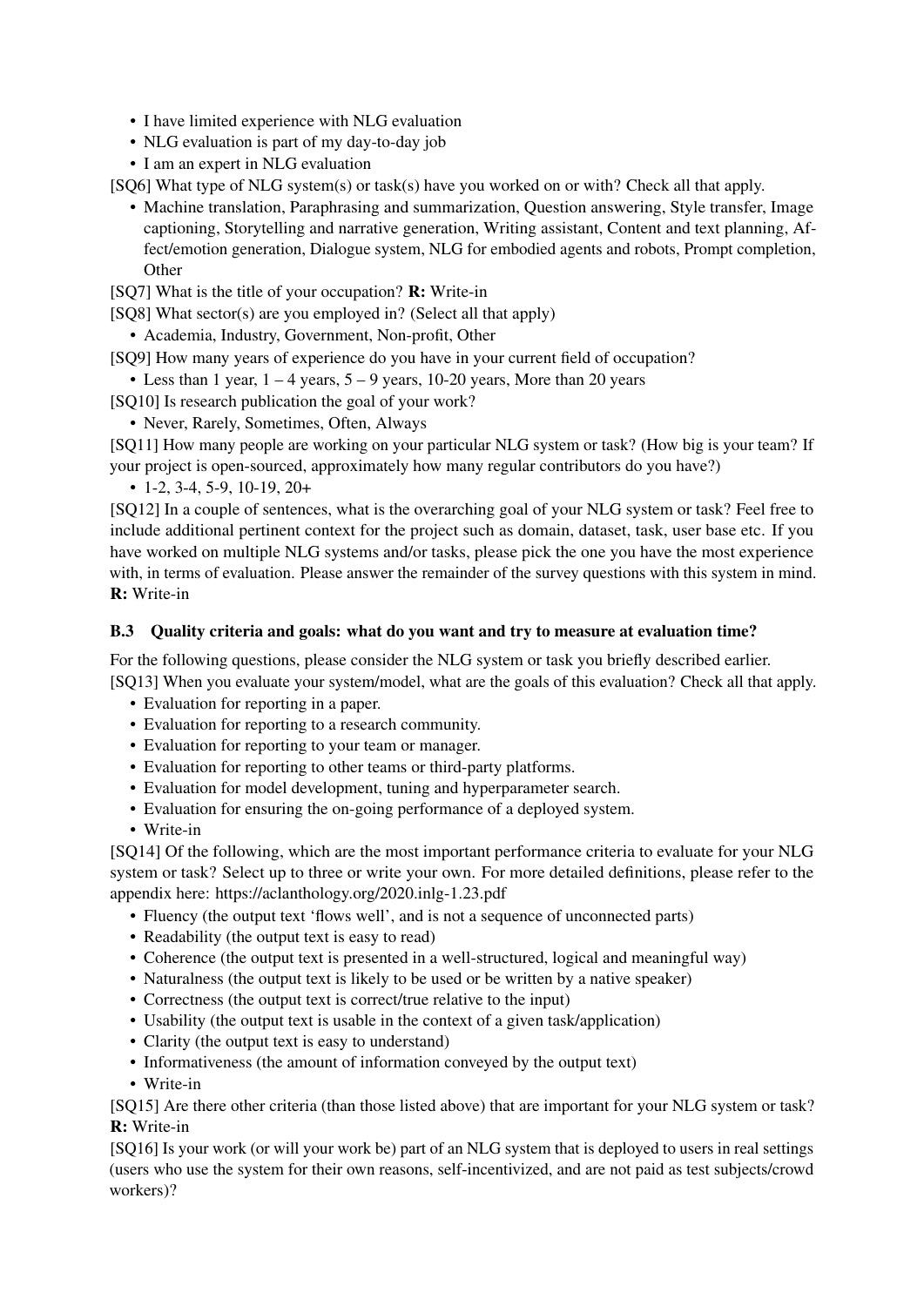- I have limited experience with NLG evaluation
- NLG evaluation is part of my day-to-day job
- I am an expert in NLG evaluation

[SQ6] What type of NLG system(s) or task(s) have you worked on or with? Check all that apply.

- Machine translation, Paraphrasing and summarization, Question answering, Style transfer, Image captioning, Storytelling and narrative generation, Writing assistant, Content and text planning, Affect/emotion generation, Dialogue system, NLG for embodied agents and robots, Prompt completion, Other

[SQ7] What is the title of your occupation? **R:** Write-in

[SQ8] What sector(s) are you employed in? (Select all that apply)

- Academia, Industry, Government, Non-profit, Other

[SQ9] How many years of experience do you have in your current field of occupation?

- Less than 1 year, 1 – 4 years, 5 – 9 years, 10-20 years, More than 20 years

[SQ10] Is research publication the goal of your work?

- Never, Rarely, Sometimes, Often, Always

[SQ11] How many people are working on your particular NLG system or task? (How big is your team? If your project is open-sourced, approximately how many regular contributors do you have?)

- 1-2, 3-4, 5-9, 10-19, 20+

[SQ12] In a couple of sentences, what is the overarching goal of your NLG system or task? Feel free to include additional pertinent context for the project such as domain, dataset, task, user base etc. If you have worked on multiple NLG systems and/or tasks, please pick the one you have the most experience with, in terms of evaluation. Please answer the remainder of the survey questions with this system in mind. **R:** Write-in

### B.3 Quality criteria and goals: what do you want and try to measure at evaluation time?

For the following questions, please consider the NLG system or task you briefly described earlier.

[SQ13] When you evaluate your system/model, what are the goals of this evaluation? Check all that apply.

- Evaluation for reporting in a paper.
- Evaluation for reporting to a research community.
- Evaluation for reporting to your team or manager.
- Evaluation for reporting to other teams or third-party platforms.
- Evaluation for model development, tuning and hyperparameter search.
- Evaluation for ensuring the on-going performance of a deployed system.
- Write-in

[SQ14] Of the following, which are the most important performance criteria to evaluate for your NLG system or task? Select up to three or write your own. For more detailed definitions, please refer to the appendix here: https://aclanthology.org/2020.inlg-1.23.pdf

- Fluency (the output text 'flows well', and is not a sequence of unconnected parts)
- Readability (the output text is easy to read)
- Coherence (the output text is presented in a well-structured, logical and meaningful way)
- Naturalness (the output text is likely to be used or be written by a native speaker)
- Correctness (the output text is correct/true relative to the input)
- Usability (the output text is usable in the context of a given task/application)
- Clarity (the output text is easy to understand)
- Informativeness (the amount of information conveyed by the output text)
- Write-in

[SQ15] Are there other criteria (than those listed above) that are important for your NLG system or task? **R:** Write-in

[SQ16] Is your work (or will your work be) part of an NLG system that is deployed to users in real settings (users who use the system for their own reasons, self-incentivized, and are not paid as test subjects/crowd workers)?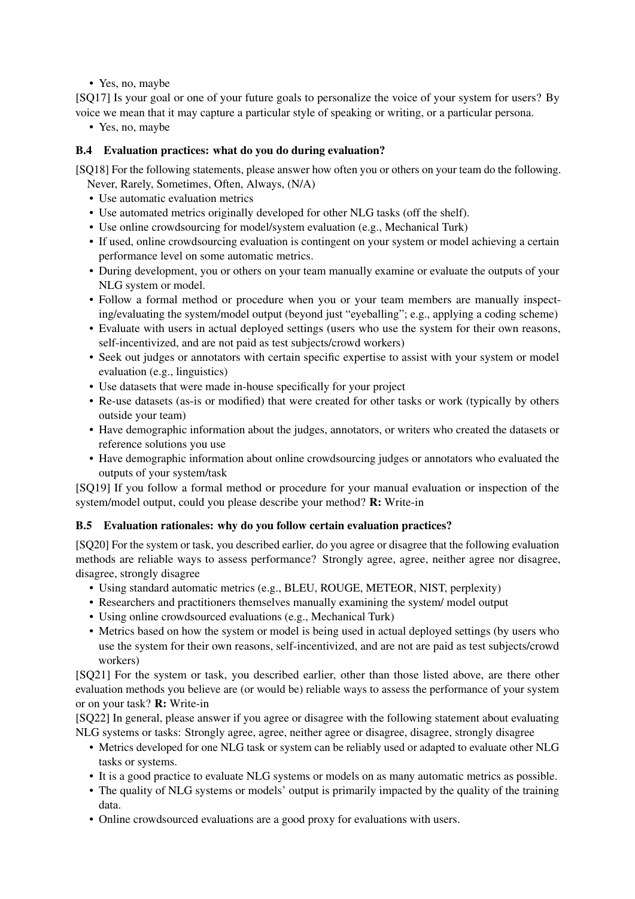- Yes, no, maybe

[SQ17] Is your goal or one of your future goals to personalize the voice of your system for users? By voice we mean that it may capture a particular style of speaking or writing, or a particular persona.

- Yes, no, maybe

### B.4 Evaluation practices: what do you do during evaluation?

[SQ18] For the following statements, please answer how often you or others on your team do the following. Never, Rarely, Sometimes, Often, Always, (N/A)

- Use automatic evaluation metrics
- Use automated metrics originally developed for other NLG tasks (off the shelf).
- Use online crowdsourcing for model/system evaluation (e.g., Mechanical Turk)
- If used, online crowdsourcing evaluation is contingent on your system or model achieving a certain performance level on some automatic metrics.
- During development, you or others on your team manually examine or evaluate the outputs of your NLG system or model.
- Follow a formal method or procedure when you or your team members are manually inspecting/evaluating the system/model output (beyond just "eyeballing"; e.g., applying a coding scheme)
- Evaluate with users in actual deployed settings (users who use the system for their own reasons, self-incentivized, and are not paid as test subjects/crowd workers)
- Seek out judges or annotators with certain specific expertise to assist with your system or model evaluation (e.g., linguistics)
- Use datasets that were made in-house specifically for your project
- Re-use datasets (as-is or modified) that were created for other tasks or work (typically by others outside your team)
- Have demographic information about the judges, annotators, or writers who created the datasets or reference solutions you use
- Have demographic information about online crowdsourcing judges or annotators who evaluated the outputs of your system/task

[SQ19] If you follow a formal method or procedure for your manual evaluation or inspection of the system/model output, could you please describe your method? **R:** Write-in

### B.5 Evaluation rationales: why do you follow certain evaluation practices?

[SQ20] For the system or task, you described earlier, do you agree or disagree that the following evaluation methods are reliable ways to assess performance? Strongly agree, agree, neither agree nor disagree, disagree, strongly disagree

- Using standard automatic metrics (e.g., BLEU, ROUGE, METEOR, NIST, perplexity)
- Researchers and practitioners themselves manually examining the system/ model output
- Using online crowdsourced evaluations (e.g., Mechanical Turk)
- Metrics based on how the system or model is being used in actual deployed settings (by users who use the system for their own reasons, self-incentivized, and are not are paid as test subjects/crowd workers)

[SQ21] For the system or task, you described earlier, other than those listed above, are there other evaluation methods you believe are (or would be) reliable ways to assess the performance of your system or on your task? **R:** Write-in

[SQ22] In general, please answer if you agree or disagree with the following statement about evaluating NLG systems or tasks: Strongly agree, agree, neither agree or disagree, disagree, strongly disagree

- Metrics developed for one NLG task or system can be reliably used or adapted to evaluate other NLG tasks or systems.
- It is a good practice to evaluate NLG systems or models on as many automatic metrics as possible.
- The quality of NLG systems or models' output is primarily impacted by the quality of the training data.
- Online crowdsourced evaluations are a good proxy for evaluations with users.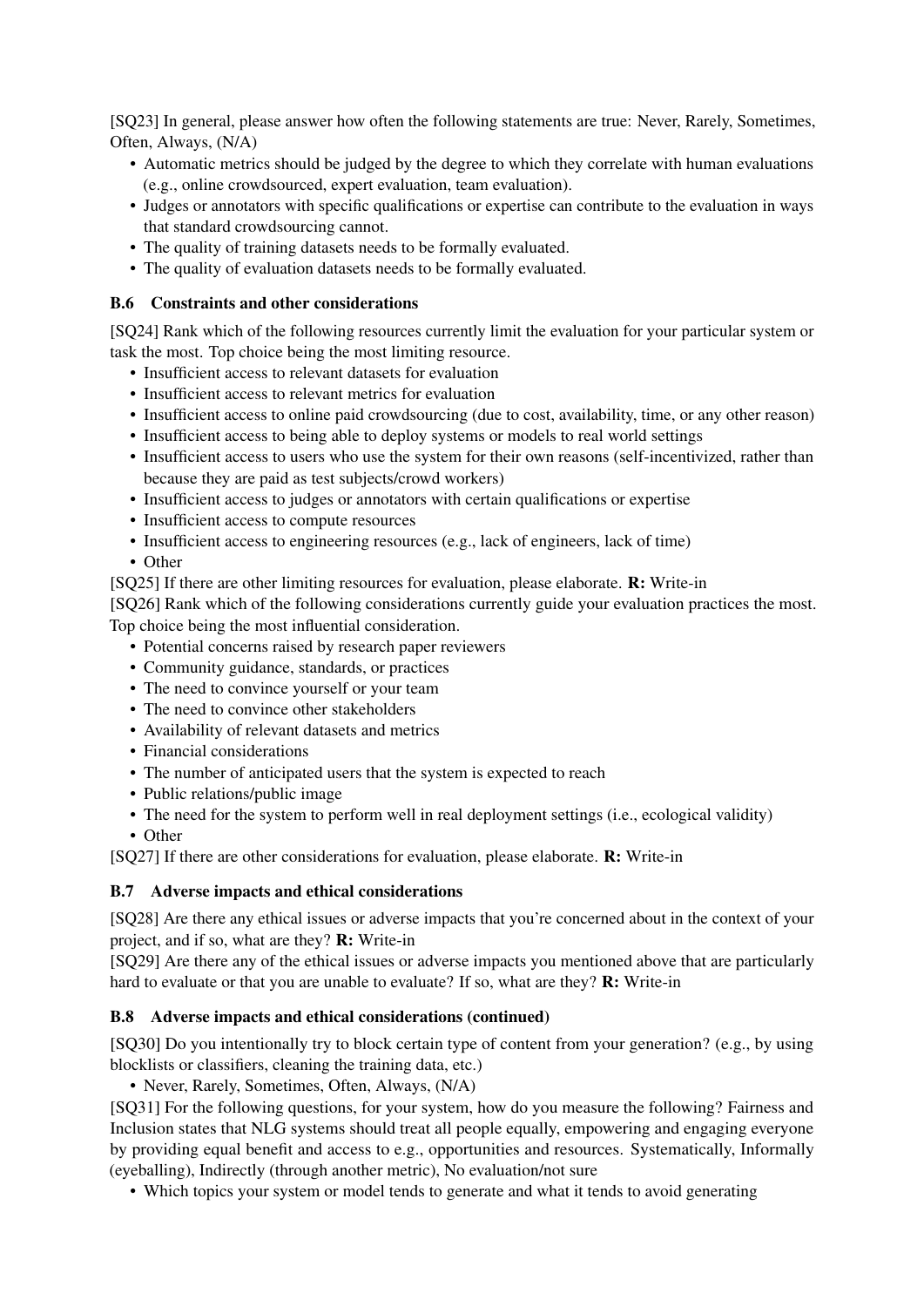[SQ23] In general, please answer how often the following statements are true: Never, Rarely, Sometimes, Often, Always, (N/A)

- Automatic metrics should be judged by the degree to which they correlate with human evaluations (e.g., online crowdsourced, expert evaluation, team evaluation).
- Judges or annotators with specific qualifications or expertise can contribute to the evaluation in ways that standard crowdsourcing cannot.
- The quality of training datasets needs to be formally evaluated.
- The quality of evaluation datasets needs to be formally evaluated.

### B.6 Constraints and other considerations

[SQ24] Rank which of the following resources currently limit the evaluation for your particular system or task the most. Top choice being the most limiting resource.

- Insufficient access to relevant datasets for evaluation
- Insufficient access to relevant metrics for evaluation
- Insufficient access to online paid crowdsourcing (due to cost, availability, time, or any other reason)
- Insufficient access to being able to deploy systems or models to real world settings
- Insufficient access to users who use the system for their own reasons (self-incentivized, rather than because they are paid as test subjects/crowd workers)
- Insufficient access to judges or annotators with certain qualifications or expertise
- Insufficient access to compute resources
- Insufficient access to engineering resources (e.g., lack of engineers, lack of time)
- Other

[SQ25] If there are other limiting resources for evaluation, please elaborate. **R:** Write-in

[SQ26] Rank which of the following considerations currently guide your evaluation practices the most. Top choice being the most influential consideration.

- Potential concerns raised by research paper reviewers
- Community guidance, standards, or practices
- The need to convince yourself or your team
- The need to convince other stakeholders
- Availability of relevant datasets and metrics
- Financial considerations
- The number of anticipated users that the system is expected to reach
- Public relations/public image
- The need for the system to perform well in real deployment settings (i.e., ecological validity)
- Other

[SQ27] If there are other considerations for evaluation, please elaborate. **R:** Write-in

### B.7 Adverse impacts and ethical considerations

[SQ28] Are there any ethical issues or adverse impacts that you're concerned about in the context of your project, and if so, what are they? **R:** Write-in

[SQ29] Are there any of the ethical issues or adverse impacts you mentioned above that are particularly hard to evaluate or that you are unable to evaluate? If so, what are they? **R:** Write-in

### B.8 Adverse impacts and ethical considerations (continued)

[SQ30] Do you intentionally try to block certain type of content from your generation? (e.g., by using blocklists or classifiers, cleaning the training data, etc.)

- Never, Rarely, Sometimes, Often, Always, (N/A)

[SQ31] For the following questions, for your system, how do you measure the following? Fairness and Inclusion states that NLG systems should treat all people equally, empowering and engaging everyone by providing equal benefit and access to e.g., opportunities and resources. Systematically, Informally (eyeballing), Indirectly (through another metric), No evaluation/not sure

- Which topics your system or model tends to generate and what it tends to avoid generating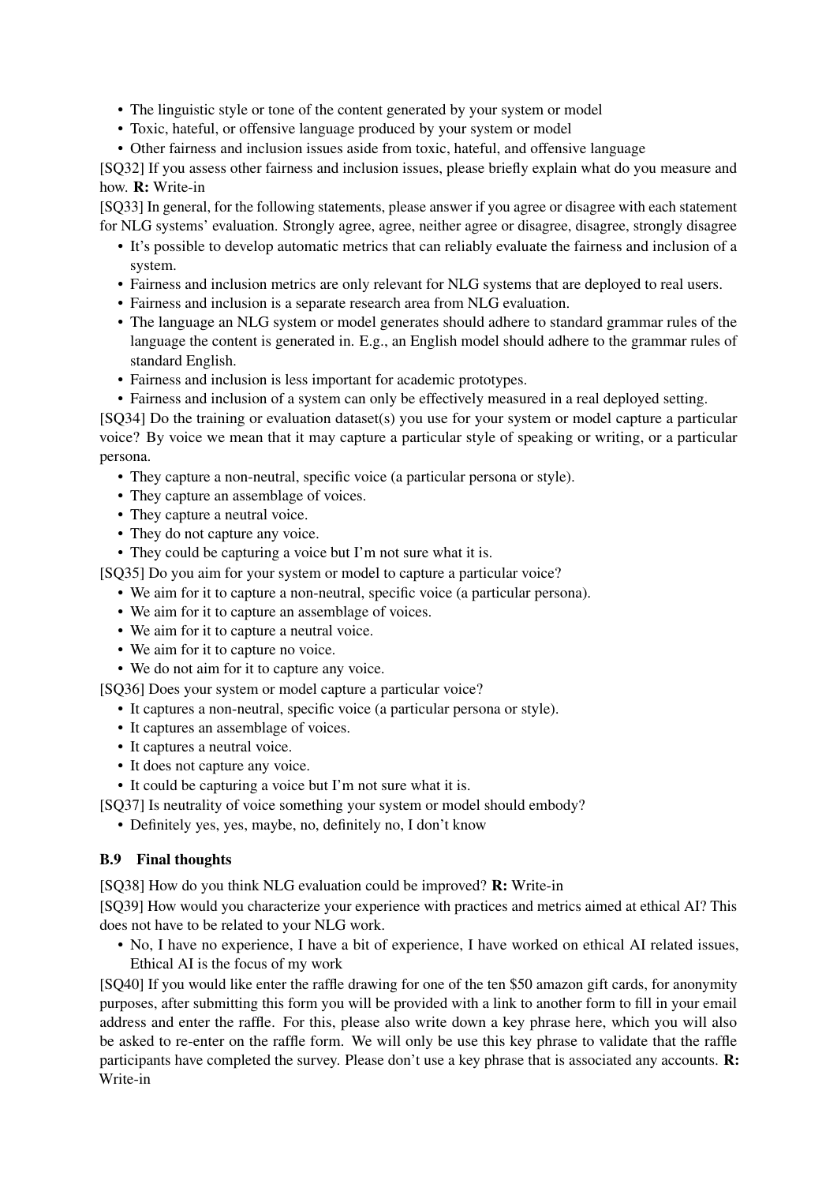- The linguistic style or tone of the content generated by your system or model
- Toxic, hateful, or offensive language produced by your system or model
- Other fairness and inclusion issues aside from toxic, hateful, and offensive language

[SQ32] If you assess other fairness and inclusion issues, please briefly explain what do you measure and how. **R:** Write-in

[SQ33] In general, for the following statements, please answer if you agree or disagree with each statement for NLG systems' evaluation. Strongly agree, agree, neither agree or disagree, disagree, strongly disagree

- It's possible to develop automatic metrics that can reliably evaluate the fairness and inclusion of a system.
- Fairness and inclusion metrics are only relevant for NLG systems that are deployed to real users.
- Fairness and inclusion is a separate research area from NLG evaluation.
- The language an NLG system or model generates should adhere to standard grammar rules of the language the content is generated in. E.g., an English model should adhere to the grammar rules of standard English.
- Fairness and inclusion is less important for academic prototypes.
- Fairness and inclusion of a system can only be effectively measured in a real deployed setting.

[SQ34] Do the training or evaluation dataset(s) you use for your system or model capture a particular voice? By voice we mean that it may capture a particular style of speaking or writing, or a particular persona.

- They capture a non-neutral, specific voice (a particular persona or style).
- They capture an assemblage of voices.
- They capture a neutral voice.
- They do not capture any voice.
- They could be capturing a voice but I'm not sure what it is.

[SQ35] Do you aim for your system or model to capture a particular voice?

- We aim for it to capture a non-neutral, specific voice (a particular persona).
- We aim for it to capture an assemblage of voices.
- We aim for it to capture a neutral voice.
- We aim for it to capture no voice.
- We do not aim for it to capture any voice.

[SQ36] Does your system or model capture a particular voice?

- It captures a non-neutral, specific voice (a particular persona or style).
- It captures an assemblage of voices.
- It captures a neutral voice.
- It does not capture any voice.
- It could be capturing a voice but I'm not sure what it is.

[SQ37] Is neutrality of voice something your system or model should embody?

- Definitely yes, yes, maybe, no, definitely no, I don't know

### B.9 Final thoughts

[SQ38] How do you think NLG evaluation could be improved? **R:** Write-in

[SQ39] How would you characterize your experience with practices and metrics aimed at ethical AI? This does not have to be related to your NLG work.

- No, I have no experience, I have a bit of experience, I have worked on ethical AI related issues, Ethical AI is the focus of my work

[SQ40] If you would like enter the raffle drawing for one of the ten $50 amazon gift cards, for anonymity purposes, after submitting this form you will be provided with a link to another form to fill in your email address and enter the raffle. For this, please also write down a key phrase here, which you will also be asked to re-enter on the raffle form. We will only be use this key phrase to validate that the raffle participants have completed the survey. Please don't use a key phrase that is associated any accounts. **R:** Write-in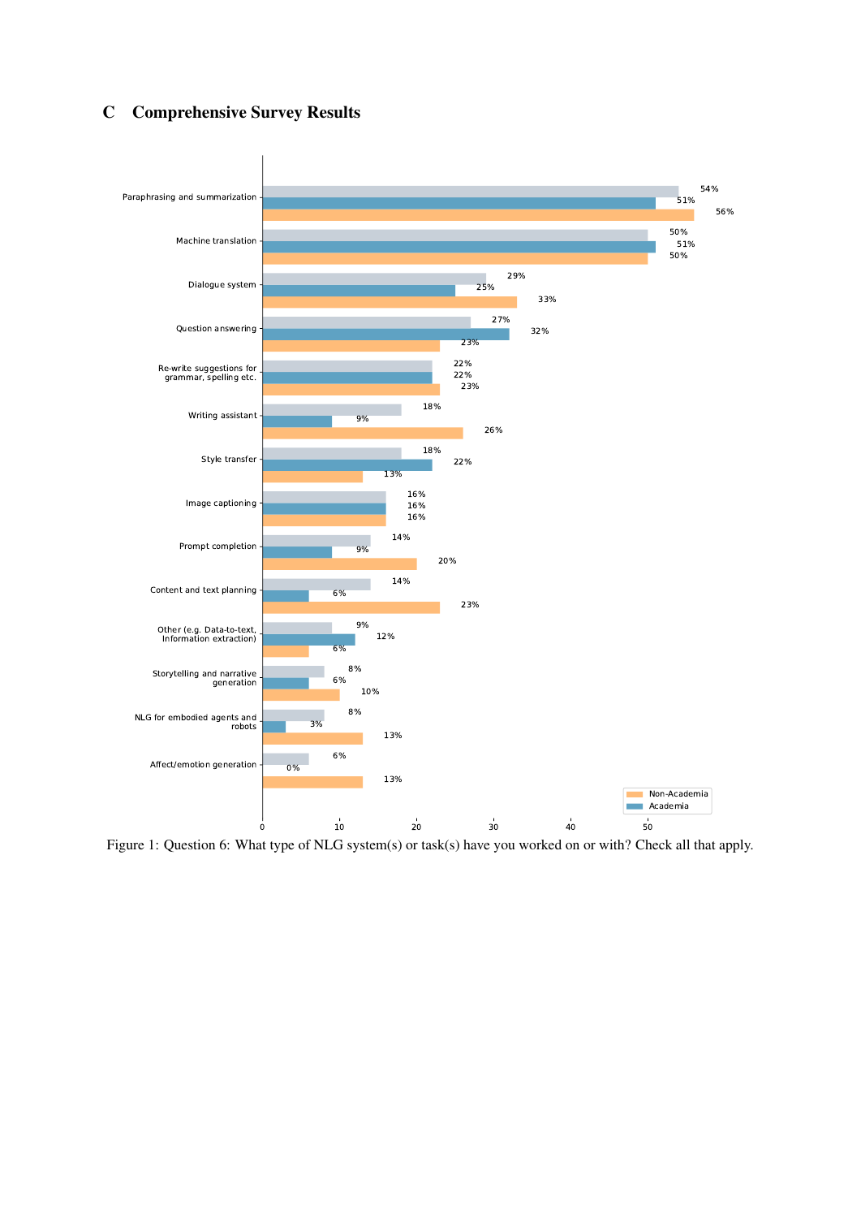## C Comprehensive Survey Results

Figure 1: Question 6: What type of NLG system(s) or task(s) have you worked on or with? Check all that apply.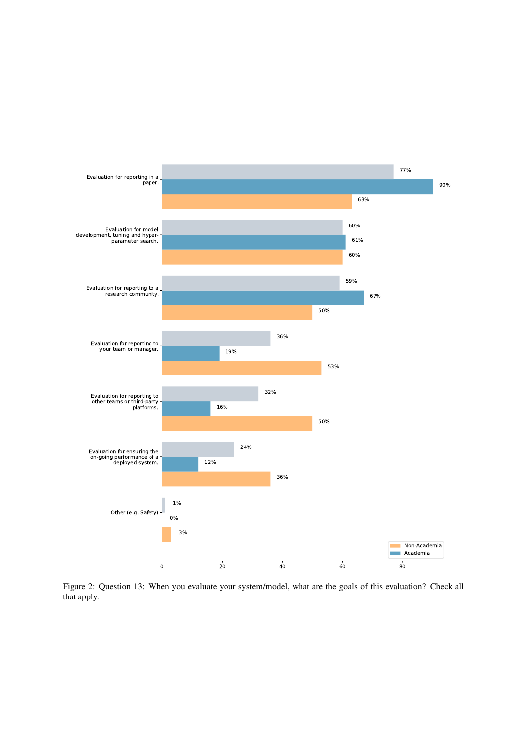| | | Academia | Non-Academia |
|---|---|---|---|
| Evaluation for reporting in a paper. | 77% | 90% | 63% |
| Evaluation for model development, tuning and hyper-parameter search. | 60% | 61% | 60% |
| Evaluation for reporting to a research community. | 59% | 67% | 50% |
| Evaluation for reporting to your team or manager. | 36% | 19% | 53% |
| Evaluation for reporting to other teams or third-party platforms. | 32% | 16% | 50% |
| Evaluation for ensuring the on-going performance of a deployed system. | 24% | 12% | 36% |
| Other (e.g. Safety) | 1% | 0% | 3% |

Figure 2: Question 13: When you evaluate your system/model, what are the goals of this evaluation? Check all that apply.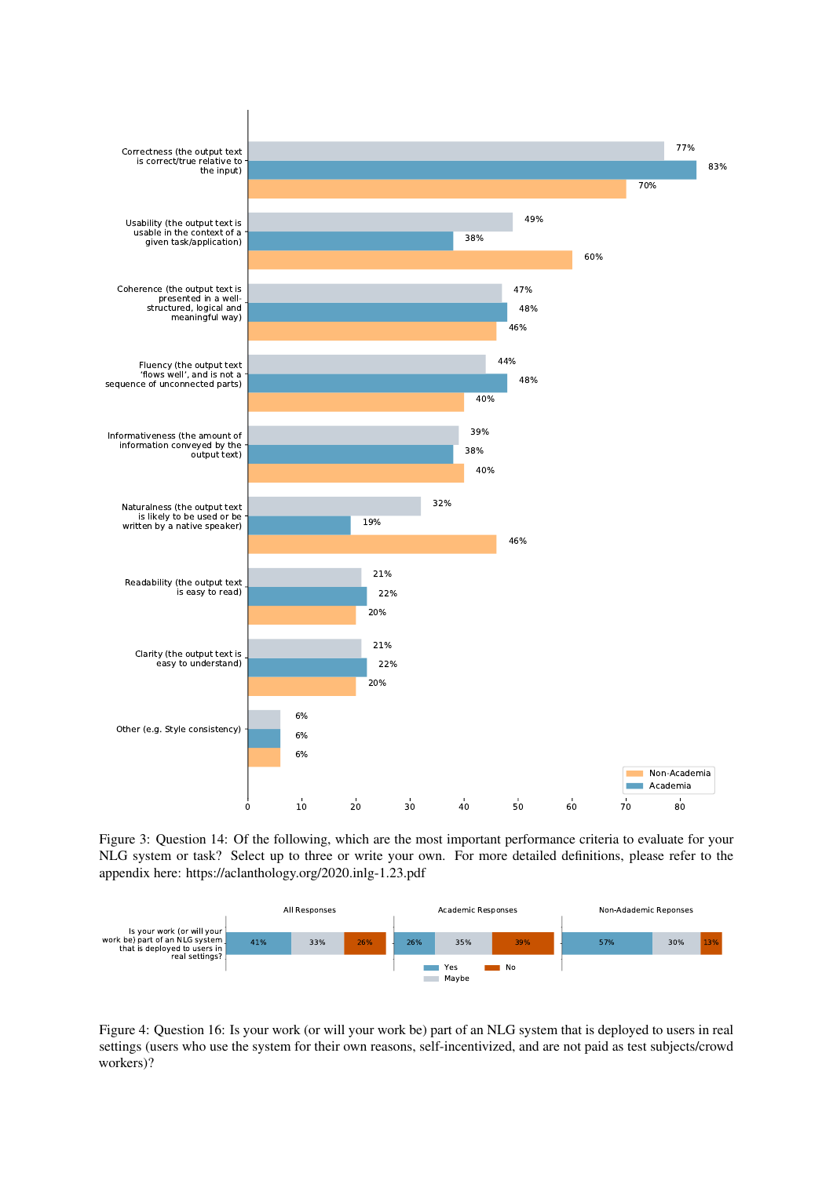Figure 3: Question 14: Of the following, which are the most important performance criteria to evaluate for your NLG system or task? Select up to three or write your own. For more detailed definitions, please refer to the appendix here: https://aclanthology.org/2020.inlg-1.23.pdf

Figure 4: Question 16: Is your work (or will your work be) part of an NLG system that is deployed to users in real settings (users who use the system for their own reasons, self-incentivized, and are not paid as test subjects/crowd workers)?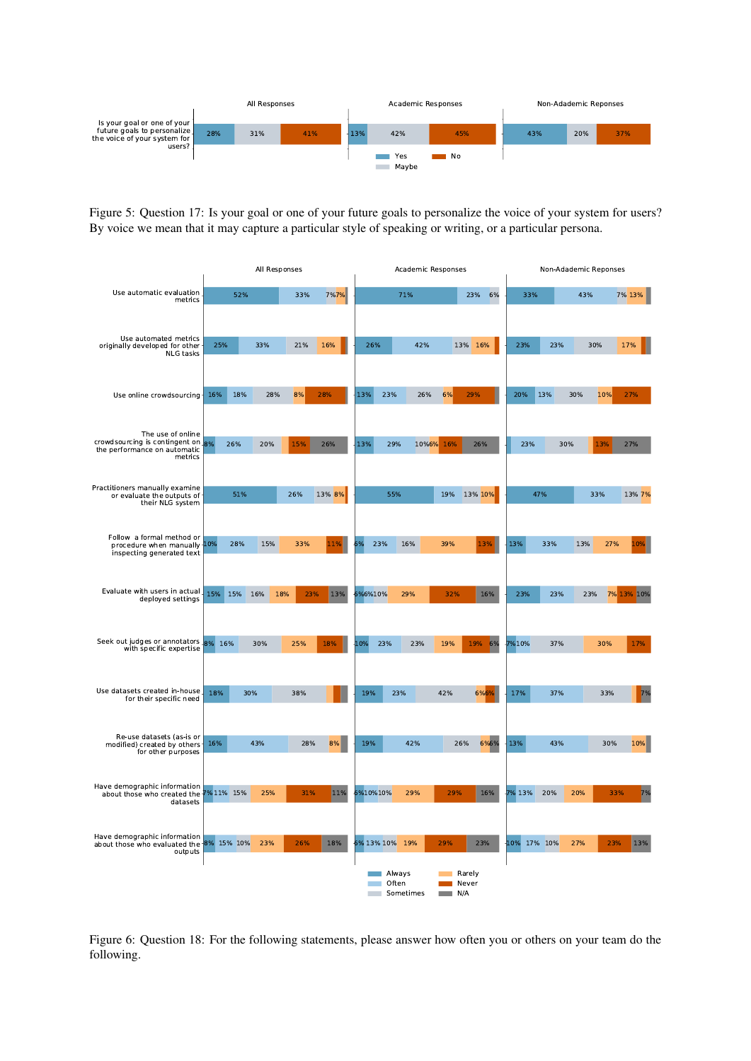Figure 5: Question 17: Is your goal or one of your future goals to personalize the voice of your system for users? By voice we mean that it may capture a particular style of speaking or writing, or a particular persona.

Figure 6: Question 18: For the following statements, please answer how often you or others on your team do the following.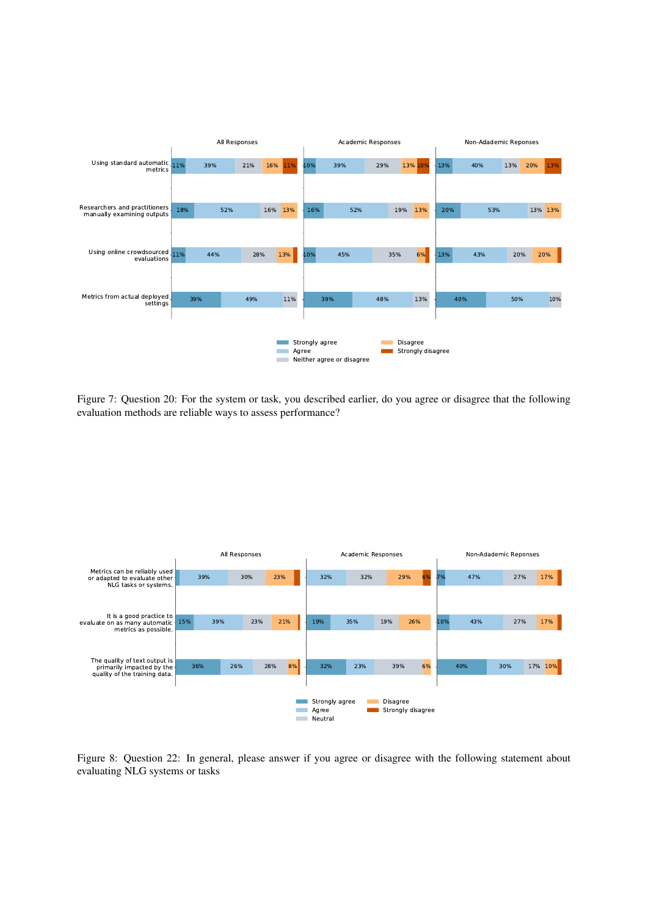Figure 7: Question 20: For the system or task, you described earlier, do you agree or disagree that the following evaluation methods are reliable ways to assess performance?

Figure 8: Question 22: In general, please answer if you agree or disagree with the following statement about evaluating NLG systems or tasks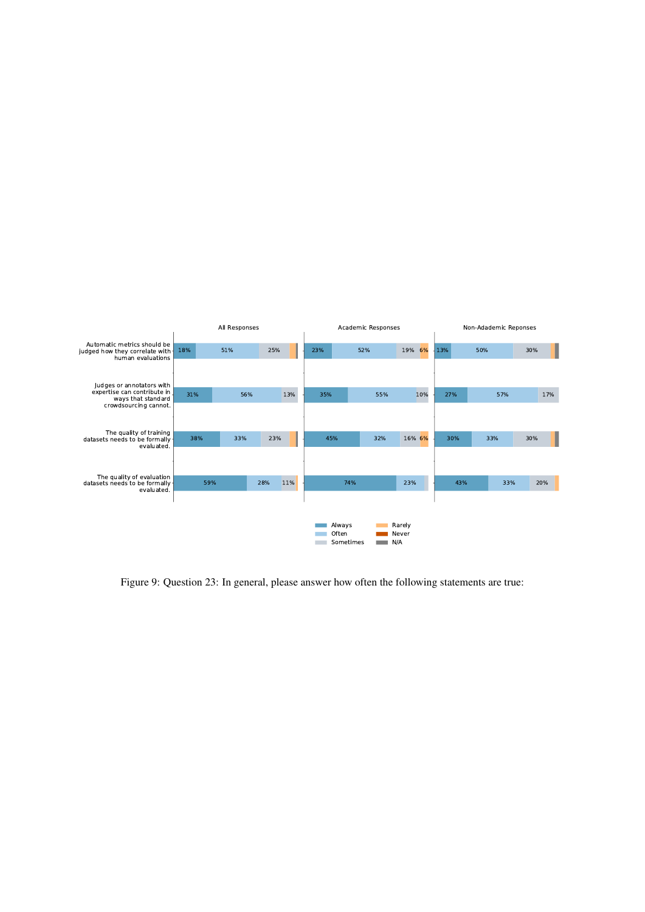Figure 9: Question 23: In general, please answer how often the following statements are true: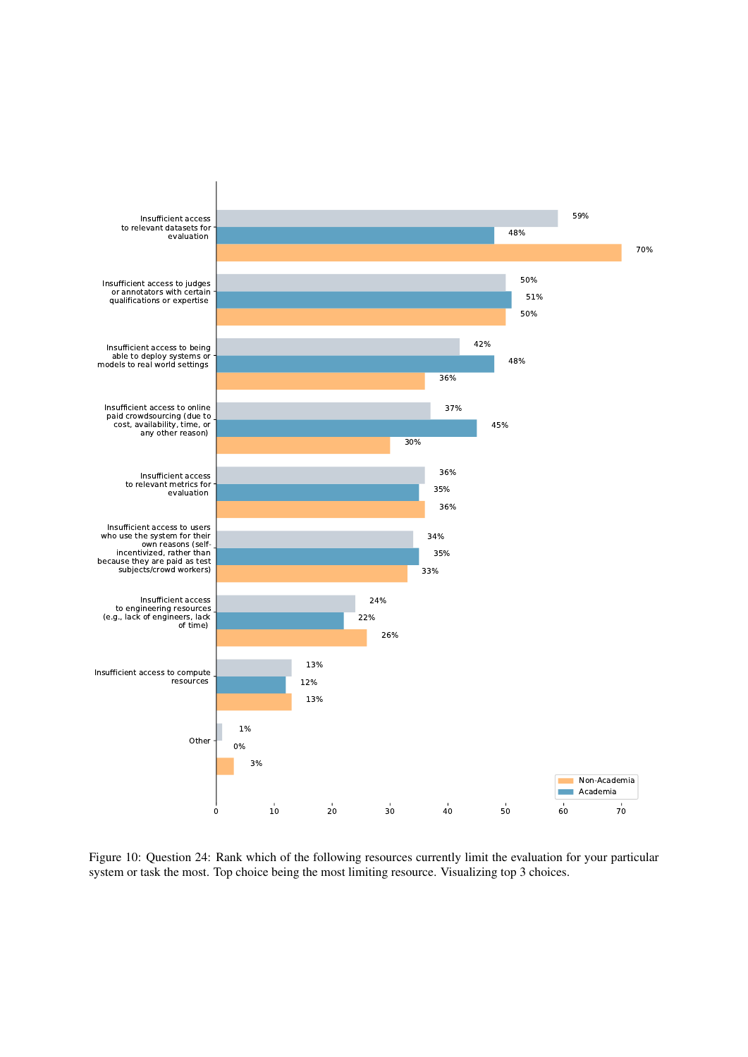Figure 10: Question 24: Rank which of the following resources currently limit the evaluation for your particular system or task the most. Top choice being the most limiting resource. Visualizing top 3 choices.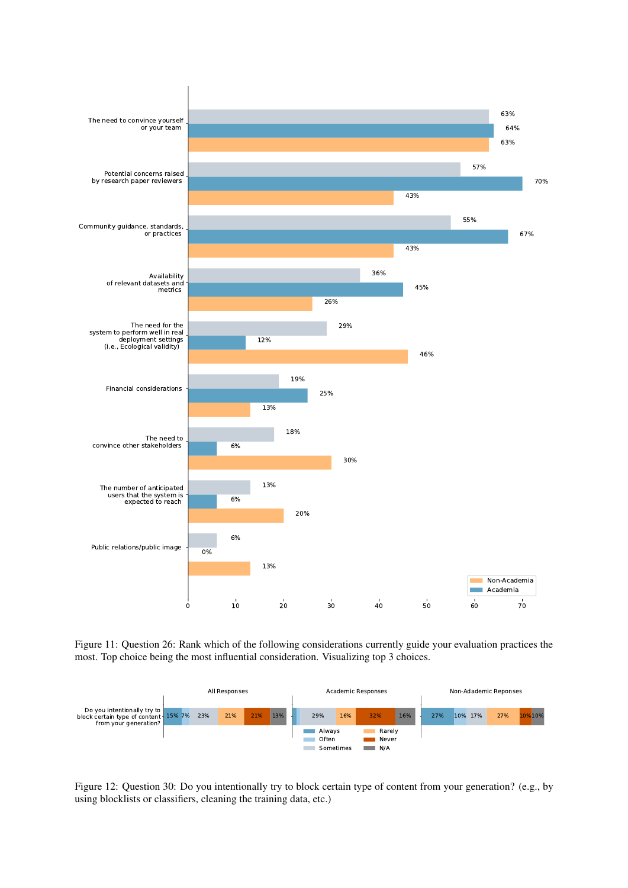Figure 11: Question 26: Rank which of the following considerations currently guide your evaluation practices the most. Top choice being the most influential consideration. Visualizing top 3 choices.

Figure 12: Question 30: Do you intentionally try to block certain type of content from your generation? (e.g., by using blocklists or classifiers, cleaning the training data, etc.)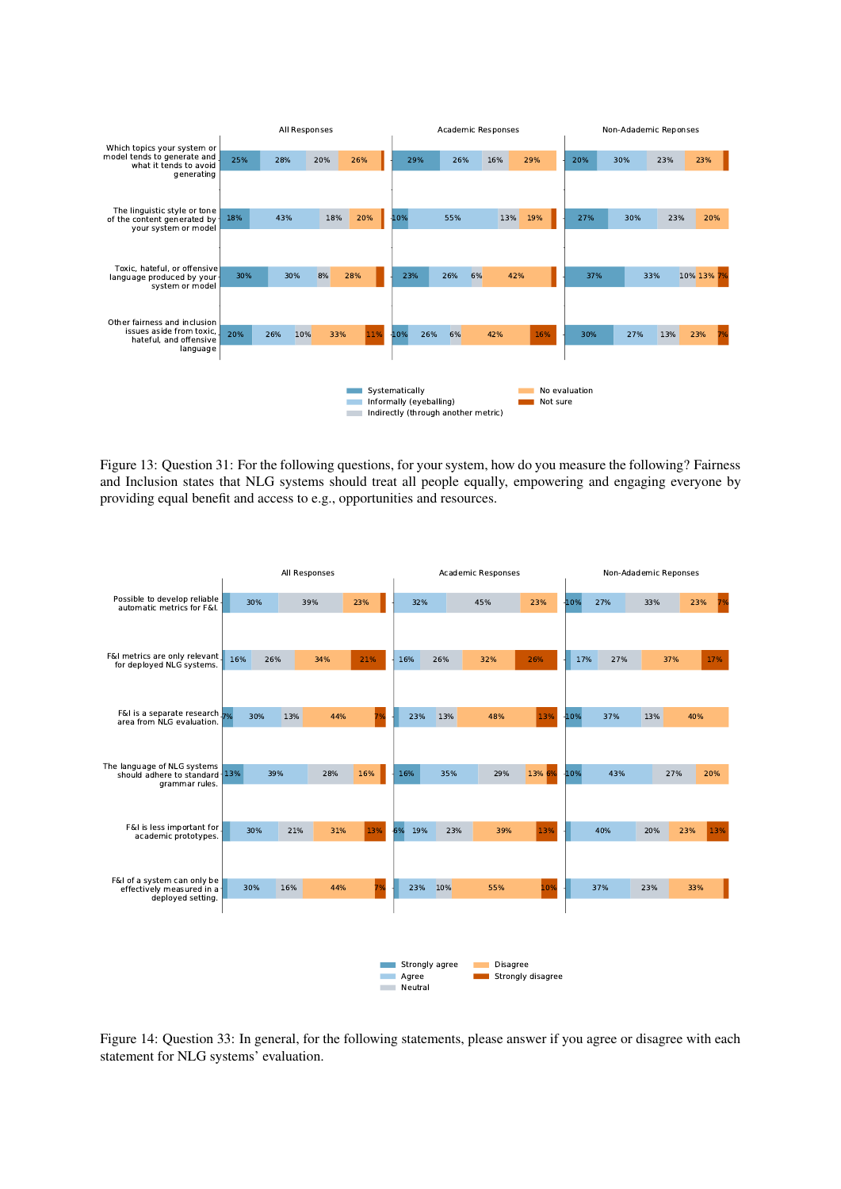Figure 13: Question 31: For the following questions, for your system, how do you measure the following? Fairness and Inclusion states that NLG systems should treat all people equally, empowering and engaging everyone by providing equal benefit and access to e.g., opportunities and resources.

Figure 14: Question 33: In general, for the following statements, please answer if you agree or disagree with each statement for NLG systems' evaluation.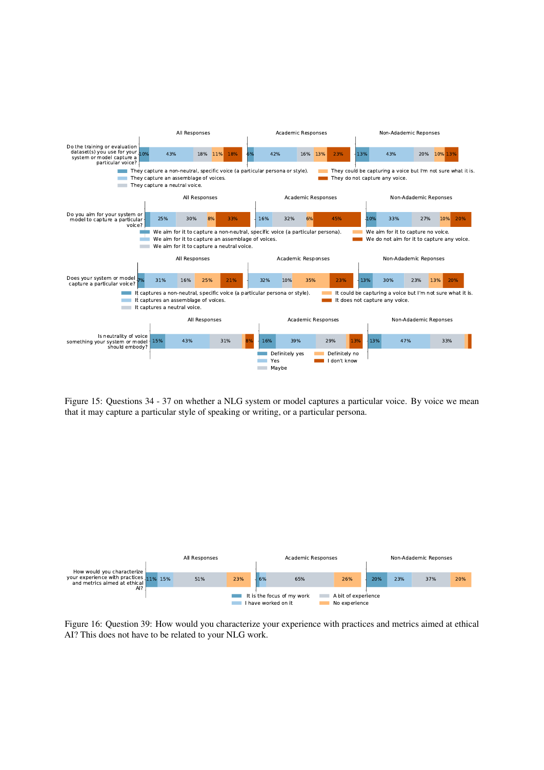All Responses

Academic Responses

Non-Adademic Reponses

Do the training or evaluation dataset(s) you use for your system or model capture a particular voice?

10% 43% 18% 11% 18%

6% 42% 16% 13% 23%

13% 43% 20% 10% 13%

They capture a non-neutral, specific voice (a particular persona or style).
They capture an assemblage of voices.
They capture a neutral voice.
They could be capturing a voice but I'm not sure what it is.
They do not capture any voice.

All Responses

Academic Responses

Non-Adademic Reponses

Do you aim for your system or model to capture a particular voice?

25% 30% 8% 33%

16% 32% 6% 45%

10% 33% 27% 10% 20%

We aim for it to capture a non-neutral, specific voice (a particular persona).
We aim for it to capture an assemblage of voices.
We aim for it to capture a neutral voice.
We aim for it to capture no voice.
We do not aim for it to capture any voice.

All Responses

Academic Responses

Non-Adademic Reponses

Does your system or model capture a particular voice?

7% 31% 16% 25% 21%

32% 10% 35% 23%

13% 30% 23% 13% 20%

It captures a non-neutral, specific voice (a particular persona or style).
It captures an assemblage of voices.
It captures a neutral voice.
It could be capturing a voice but I'm not sure what it is.
It does not capture any voice.

All Responses

Academic Responses

Non-Adademic Reponses

Is neutrality of voice something your system or model should embody?

15% 43% 31% 8%

16% 39% 29% 13%

13% 47% 33%

Definitely yes
Yes
Maybe
Definitely no
I don't know

Figure 15: Questions 34 - 37 on whether a NLG system or model captures a particular voice. By voice we mean that it may capture a particular style of speaking or writing, or a particular persona.

All Responses

Academic Responses

Non-Adademic Reponses

How would you characterize your experience with practices and metrics aimed at ethical AI?

11% 15% 51% 23%

6% 65% 26%

20% 23% 37% 20%

It is the focus of my work
I have worked on it
A bit of experience
No experience

Figure 16: Question 39: How would you characterize your experience with practices and metrics aimed at ethical AI? This does not have to be related to your NLG work.